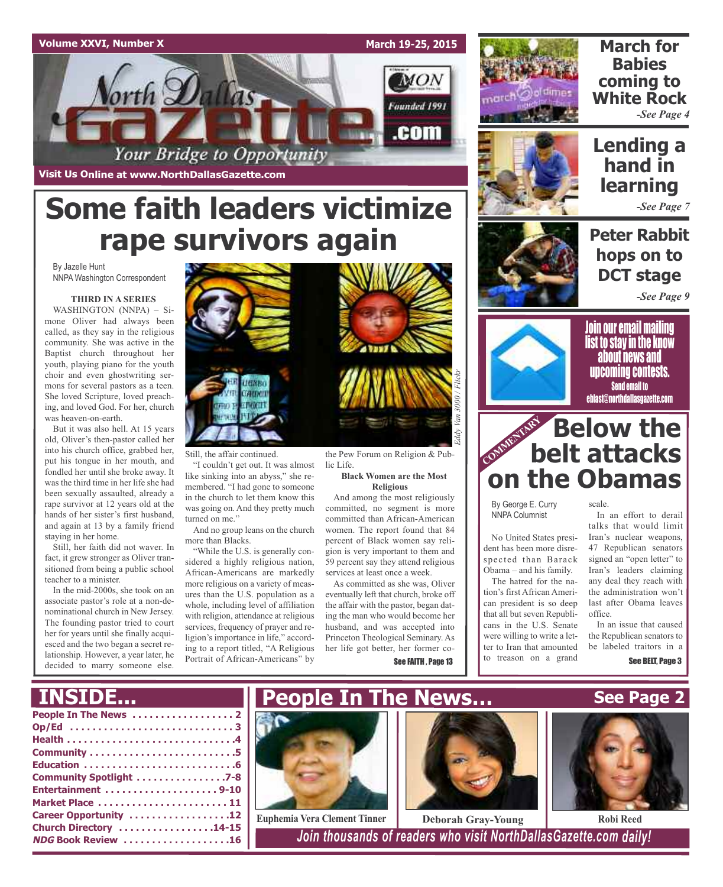Volume XXVI, Number X — March 19-25, 2015

# North Dallas Gazette

Your Bridge to Opportunity

Founded 1991

Visit Us Online at www.NorthDallasGazette.com

# Some faith leaders victimize rape survivors again

By Jazelle Hunt
NNPA Washington Correspondent

**THIRD IN A SERIES**

WASHINGTON (NNPA) – Simone Oliver had always been called, as they say in the religious community. She was active in the Baptist church throughout her youth, playing piano for the youth choir and even ghostwriting sermons for several pastors as a teen. She loved Scripture, loved preaching, and loved God. For her, church was heaven-on-earth.

But it was also hell. At 15 years old, Oliver's then-pastor called her into his church office, grabbed her, put his tongue in her mouth, and fondled her until she broke away. It was the third time in her life she had been sexually assaulted, already a rape survivor at 12 years old at the hands of her sister's first husband, and again at 13 by a family friend staying in her home.

Still, her faith did not waver. In fact, it grew stronger as Oliver transitioned from being a public school teacher to a minister.

In the mid-2000s, she took on an associate pastor's role at a non-denominational church in New Jersey. The founding pastor tried to court her for years until she finally acquiesced and the two began a secret relationship. However, a year later, he decided to marry someone else.

Eddy Van 3000 / Flickr

Still, the affair continued.

"I couldn't get out. It was almost like sinking into an abyss," she remembered. "I had gone to someone in the church to let them know this was going on. And they pretty much turned on me."

And no group leans on the church more than Blacks.

"While the U.S. is generally considered a highly religious nation, African-Americans are markedly more religious on a variety of measures than the U.S. population as a whole, including level of affiliation with religion, attendance at religious services, frequency of prayer and religion's importance in life," according to a report titled, "A Religious Portrait of African-Americans" by the Pew Forum on Religion & Public Life.

**Black Women are the Most Religious**

And among the most religiously committed, no segment is more committed than African-American women. The report found that 84 percent of Black women say religion is very important to them and 59 percent say they attend religious services at least once a week.

As committed as she was, Oliver eventually left that church, broke off the affair with the pastor, began dating the man who would become her husband, and was accepted into Princeton Theological Seminary. As her life got better, her former co-

See FAITH, Page 13

## March for Babies coming to White Rock

*-See Page 4*

## Lending a hand in learning

*-See Page 7*

## Peter Rabbit hops on to DCT stage

*-See Page 9*

**Join our email mailing list to stay in the know about news and upcoming contests.**
Send email to eblast@northdallasgazette.com

COMMENTARY

# Below the belt attacks on the Obamas

By George E. Curry
NNPA Columnist

No United States president has been more disrespected than Barack Obama – and his family.

The hatred for the nation's first African American president is so deep that all but seven Republicans in the U.S. Senate were willing to write a letter to Iran that amounted to treason on a grand scale.

In an effort to derail talks that would limit Iran's nuclear weapons, 47 Republican senators signed an "open letter" to Iran's leaders claiming any deal they reach with the administration won't last after Obama leaves office.

In an issue that caused the Republican senators to be labeled traitors in a

See BELT, Page 3

## INSIDE...

- People In The News .................. 2
- Op/Ed .................. 3
- Health .................. 4
- Community .................. 5
- Education .................. 6
- Community Spotlight .................. 7-8
- Entertainment .................. 9-10
- Market Place .................. 11
- Career Opportunity .................. 12
- Church Directory .................. 14-15
- *NDG* Book Review .................. 16

## People In The News... See Page 2

Euphemia Vera Clement Tinner

Deborah Gray-Young

Robi Reed

*Join thousands of readers who visit NorthDallasGazette.com daily!*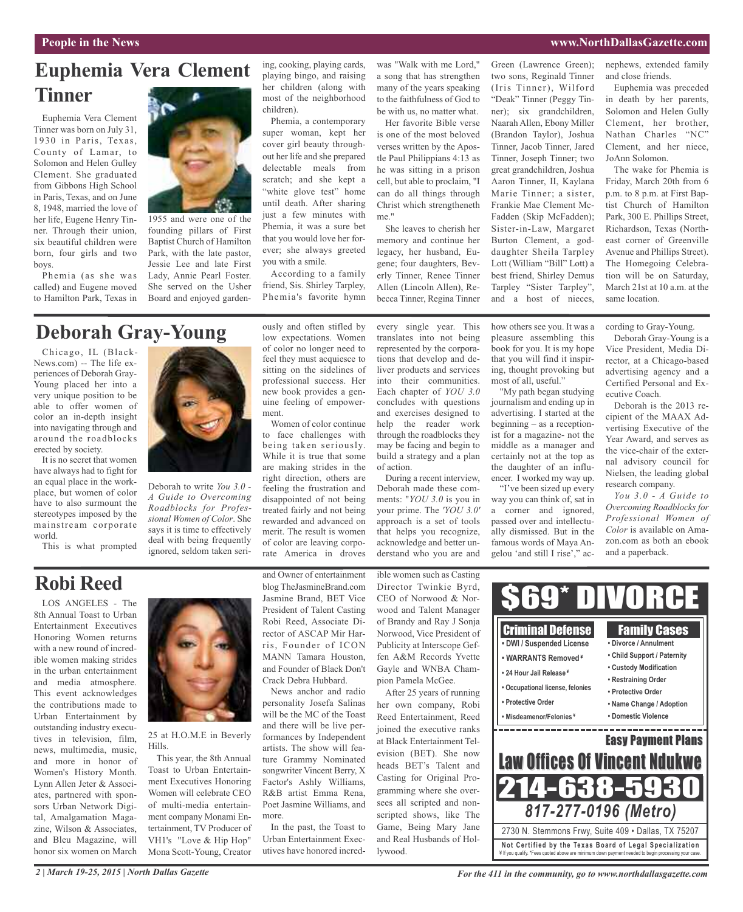## Euphemia Vera Clement Tinner

Euphemia Vera Clement Tinner was born on July 31, 1930 in Paris, Texas, County of Lamar, to Solomon and Helen Gulley Clement. She graduated from Gibbons High School in Paris, Texas, and on June 8, 1948, married the love of her life, Eugene Henry Tinner. Through their union, six beautiful children were born, four girls and two boys.

Phemia (as she was called) and Eugene moved to Hamilton Park, Texas in 1955 and were one of the founding pillars of First Baptist Church of Hamilton Park, with the late pastor, Jessie Lee and late First Lady, Annie Pearl Foster. She served on the Usher Board and enjoyed gardening, cooking, playing cards, playing bingo, and raising her children (along with most of the neighborhood children).

Phemia, a contemporary super woman, kept her cover girl beauty throughout her life and she prepared delectable meals from scratch; and she kept a "white glove test" home until death. After sharing just a few minutes with Phemia, it was a sure bet that you would love her forever; she always greeted you with a smile.

According to a family friend, Sis. Shirley Tarpley, Phemia's favorite hymn was "Walk with me Lord," a song that has strengthen many of the years speaking to the faithfulness of God to be with us, no matter what.

Her favorite Bible verse is one of the most beloved verses written by the Apostle Paul Philippians 4:13 as he was sitting in a prison cell, but able to proclaim, "I can do all things through Christ which strengtheneth me."

She leaves to cherish her memory and continue her legacy, her husband, Eugene; four daughters, Beverly Tinner, Renee Tinner Allen (Lincoln Allen), Rebecca Tinner, Regina Tinner Green (Lawrence Green); two sons, Reginald Tinner (Iris Tinner), Wilford "Deak" Tinner (Peggy Tinner); six grandchildren, Naarah Allen, Ebony Miller (Brandon Taylor), Joshua Tinner, Jacob Tinner, Jared Tinner, Joseph Tinner; two great grandchildren, Joshua Aaron Tinner, II, Kaylana Marie Tinner; a sister, Frankie Mae Clement McFadden (Skip McFadden); Sister-in-Law, Margaret Burton Clement, a goddaughter Sheila Tarpley Lott (William "Bill" Lott) a best friend, Shirley Demus Tarpley "Sister Tarpley", and a host of nieces, nephews, extended family and close friends.

Euphemia was preceded in death by her parents, Solomon and Helen Gully Clement, her brother, Nathan Charles "NC" Clement, and her niece, JoAnn Solomon.

The wake for Phemia is Friday, March 20th from 6 p.m. to 8 p.m. at First Baptist Church of Hamilton Park, 300 E. Phillips Street, Richardson, Texas (Northeast corner of Greenville Avenue and Phillips Street). The Homegoing Celebration will be on Saturday, March 21st at 10 a.m. at the same location.

## Deborah Gray-Young

Chicago, IL (BlackNews.com) -- The life experiences of Deborah Gray-Young placed her into a very unique position to be able to offer women of color an in-depth insight into navigating through and around the roadblocks erected by society.

It is no secret that women have always had to fight for an equal place in the workplace, but women of color have to also surmount the stereotypes imposed by the mainstream corporate world.

This is what prompted Deborah to write *You 3.0 - A Guide to Overcoming Roadblocks for Professional Women of Color*. She says it is time to effectively deal with being frequently ignored, seldom taken seriously and often stifled by low expectations. Women of color no longer need to feel they must acquiesce to sitting on the sidelines of professional success. Her new book provides a genuine feeling of empowerment.

Women of color continue to face challenges with being taken seriously. While it is true that some are making strides in the right direction, others are feeling the frustration and disappointed of not being treated fairly and not being rewarded and advanced on merit. The result is women of color are leaving corporate America in droves every single year. This translates into not being represented by the corporations that develop and deliver products and services into their communities. Each chapter of *YOU 3.0* concludes with questions and exercises designed to help the reader work through the roadblocks they may be facing and begin to build a strategy and a plan of action.

During a recent interview, Deborah made these comments: "*YOU 3.0* is you in your prime. The *'YOU 3.0'* approach is a set of tools that helps you recognize, acknowledge and better understand who you are and how others see you. It was a pleasure assembling this book for you. It is my hope that you will find it inspiring, thought provoking but most of all, useful."

"My path began studying journalism and ending up in advertising. I started at the beginning – as a receptionist for a magazine- not the middle as a manager and certainly not at the top as the daughter of an influencer. I worked my way up.

"I've been sized up every way you can think of, sat in a corner and ignored, passed over and intellectually dismissed. But in the famous words of Maya Angelou 'and still I rise'," according to Gray-Young.

Deborah Gray-Young is a Vice President, Media Director, at a Chicago-based advertising agency and a Certified Personal and Executive Coach.

Deborah is the 2013 recipient of the MAAX Advertising Executive of the Year Award, and serves as the vice-chair of the external advisory council for Nielsen, the leading global research company.

*You 3.0 - A Guide to Overcoming Roadblocks for Professional Women of Color* is available on Amazon.com as both an ebook and a paperback.

## Robi Reed

LOS ANGELES - The 8th Annual Toast to Urban Entertainment Executives Honoring Women returns with a new round of incredible women making strides in the urban entertainment and media atmosphere. This event acknowledges the contributions made to Urban Entertainment by outstanding industry executives in television, film, news, multimedia, music, and more in honor of Women's History Month. Lynn Allen Jeter & Associates, partnered with sponsors Urban Network Digital, Amalgamation Magazine, Wilson & Associates, and Bleu Magazine, will honor six women on March 25 at H.O.M.E in Beverly Hills.

This year, the 8th Annual Toast to Urban Entertainment Executives Honoring Women will celebrate CEO of multi-media entertainment company Monami Entertainment, TV Producer of VH1's "Love & Hip Hop" Mona Scott-Young, Creator and Owner of entertainment blog TheJasmineBrand.com Jasmine Brand, BET Vice President of Talent Casting Robi Reed, Associate Director of ASCAP Mir Harris, Founder of ICON MANN Tamara Houston, and Founder of Black Don't Crack Debra Hubbard.

News anchor and radio personality Josefa Salinas will be the MC of the Toast and there will be live performances by Independent artists. The show will feature Grammy Nominated songwriter Vincent Berry, X Factor's Ashly Williams, R&B artist Emma Rena, Poet Jasmine Williams, and more.

In the past, the Toast to Urban Entertainment Executives have honored incredible women such as Casting Director Twinkie Byrd, CEO of Norwood & Norwood and Talent Manager of Brandy and Ray J Sonja Norwood, Vice President of Publicity at Interscope Geffen A&M Records Yvette Gayle and WNBA Champion Pamela McGee.

After 25 years of running her own company, Robi Reed Entertainment, Reed joined the executive ranks at Black Entertainment Television (BET). She now heads BET's Talent and Casting for Original Programming where she oversees all scripted and nonscripted shows, like The Game, Being Mary Jane and Real Husbands of Hollywood.

---

**$69* DIVORCE**

**Criminal Defense**
- DWI / Suspended License
- WARRANTS Removed ¥
- 24 Hour Jail Release ¥
- Occupational license, felonies
- Protective Order
- Misdeamenor/Felonies ¥

**Family Cases**
- Divorce / Annulment
- Child Support / Paternity
- Custody Modification
- Restraining Order
- Protective Order
- Name Change / Adoption
- Domestic Violence

**Easy Payment Plans**

**Law Offices Of Vincent Ndukwe**

**214-638-5930**

**817-277-0196 (Metro)**

2730 N. Stemmons Frwy, Suite 409 • Dallas, TX 75207

**Not Certified by the Texas Board of Legal Specialization**

¥ If you qualify. *Fees quoted above are minimum down payment needed to begin processing your case.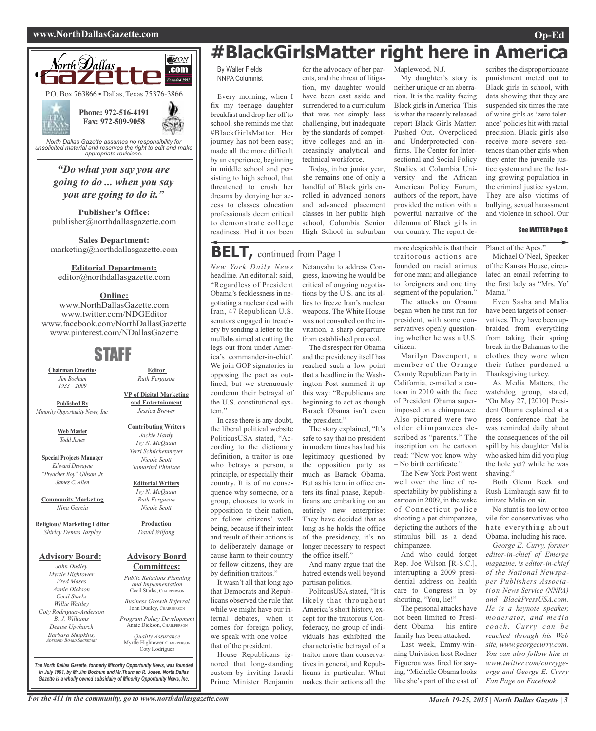# #BlackGirlsMatter right here in America

By Walter Fields
NNPA Columnist

Every morning, when I fix my teenage daughter breakfast and drop her off to school, she reminds me that #BlackGirlsMatter. Her journey has not been easy; made all the more difficult by an experience, beginning in middle school and persisting to high school, that threatened to crush her dreams by denying her access to classes education professionals deem critical to demonstrate college readiness. Had it not been for the advocacy of her parents, and the threat of litigation, my daughter would have been cast aside and surrendered to a curriculum that was not simply less challenging, but inadequate by the standards of competitive colleges and an increasingly analytical and technical workforce.

Today, in her junior year, she remains one of only a handful of Black girls enrolled in advanced honors and advanced placement classes in her public high school, Columbia Senior High School in suburban Maplewood, N.J.

My daughter's story is neither unique or an aberration. It is the reality facing Black girls in America. This is what the recently released report Black Girls Matter: Pushed Out, Overpoliced and Underprotected confirms. The Center for Intersectional and Social Policy Studies at Columbia University and the African American Policy Forum, authors of the report, have provided the nation with a powerful narrative of the dilemma of Black girls in our country. The report describes the disproportionate punishment meted out to Black girls in school, with data showing that they are suspended six times the rate of white girls as 'zero tolerance' policies hit with racial precision. Black girls also receive more severe sentences than other girls when they enter the juvenile justice system and are the fastest growing population in the criminal justice system. They are also victims of bullying, sexual harassment and violence in school. Our

See MATTER Page 8

---

## BELT, continued from Page 1

*New York Daily News* headline. An editorial: said, "Regardless of President Obama's fecklessness in negotiating a nuclear deal with Iran, 47 Republican U.S. senators engaged in treachery by sending a letter to the mullahs aimed at cutting the legs out from under America's commander-in-chief. We join GOP signatories in opposing the pact as outlined, but we strenuously condemn their betrayal of the U.S. constitutional system."

In case there is any doubt, the liberal political website PoliticusUSA stated, "According to the dictionary definition, a traitor is one who betrays a person, a principle, or especially their country. It is of no consequence why someone, or a group, chooses to work in opposition to their nation, or fellow citizens' wellbeing, because if their intent and result of their actions is to deliberately damage or cause harm to their country or fellow citizens, they are by definition traitors."

It wasn't all that long ago that Democrats and Republicans observed the rule that while we might have our internal debates, when it comes for foreign policy, we speak with one voice – that of the president.

House Republicans ignored that long-standing custom by inviting Israeli Prime Minister Benjamin Netanyahu to address Congress, knowing he would be critical of ongoing negotiations by the U.S. and its allies to freeze Iran's nuclear weapons. The White House was not consulted on the invitation, a sharp departure from established protocol.

The disrespect for Obama and the presidency itself has reached such a low point that a headline in the Washington Post summed it up this way: "Republicans are beginning to act as though Barack Obama isn't even the president."

The story explained, "It's safe to say that no president in modern times has had his legitimacy questioned by the opposition party as much as Barack Obama. But as his term in office enters its final phase, Republicans are embarking on an entirely new enterprise: They have decided that as long as he holds the office of the presidency, it's no longer necessary to respect the office itself."

And many argue that the hatred extends well beyond partisan politics.

PoliticsUSA stated, "It is likely that throughout America's short history, except for the traitorous Confederacy, no group of individuals has exhibited the characteristic betrayal of a traitor more than conservatives in general, and Republicans in particular. What makes their actions all the more despicable is that their traitorous actions are founded on racial animus for one man; and allegiance to foreigners and one tiny segment of the population."

The attacks on Obama began when he first ran for president, with some conservatives openly questioning whether he was a U.S. citizen.

Marilyn Davenport, a member of the Orange County Republican Party in California, e-mailed a cartoon in 2010 with the face of President Obama superimposed on a chimpanzee. Also pictured were two older chimpanzees described as "parents." The inscription on the cartoon read: "Now you know why – No birth certificate."

The New York Post went well over the line of respectability by publishing a cartoon in 2009, in the wake of Connecticut police shooting a pet chimpanzee, depicting the authors of the stimulus bill as a dead chimpanzee.

And who could forget Rep. Joe Wilson [R-S.C.], interrupting a 2009 presidential address on health care to Congress in by shouting, "You, lie!"

The personal attacks have not been limited to President Obama – his entire family has been attacked.

Last week, Emmy-winning Univision host Rodner Figueroa was fired for saying, "Michelle Obama looks like she's part of the cast of Planet of the Apes."

Michael O'Neal, Speaker of the Kansas House, circulated an email referring to the first lady as "Mrs. Yo' Mama."

Even Sasha and Malia have been targets of conservatives. They have been upbraided from everything from taking their spring break in the Bahamas to the clothes they wore when their father pardoned a Thanksgiving turkey.

As Media Matters, the watchdog group, stated, "On May 27, [2010] President Obama explained at a press conference that he was reminded daily about the consequences of the oil spill by his daughter Malia who asked him did you plug the hole yet? while he was shaving."

Both Glenn Beck and Rush Limbaugh saw fit to imitate Malia on air.

No stunt is too low or too vile for conservatives who hate everything about Obama, including his race.

*George E. Curry, former editor-in-chief of Emerge magazine, is editor-in-chief of the National Newspaper Publishers Association News Service (NNPA) and BlackPressUSA.com. He is a keynote speaker, moderator, and media coach. Curry can be reached through his Web site, www.georgecurry.com. You can also follow him at www.twitter.com/currygeorge and George E. Curry Fan Page on Facebook.*

---

North Dallas Gazette
P.O. Box 763866 • Dallas, Texas 75376-3866

Phone: 972-516-4191
Fax: 972-509-9058

*North Dallas Gazette assumes no responsibility for unsolicited material and reserves the right to edit and make appropriate revisions.*

***"Do what you say you are going to do ... when you say you are going to do it."***

**Publisher's Office:**
publisher@northdallasgazette.com

**Sales Department:**
marketing@northdallasgazette.com

**Editorial Department:**
editor@northdallasgazette.com

**Online:**
www.NorthDallasGazette.com
www.twitter.com/NDGEditor
www.facebook.com/NorthDallasGazette
www.pinterest.com/NDallasGazette

## STAFF

**Chairman Emeritus**
*Jim Bochum*
*1933 – 2009*

**Published By**
*Minority Opportunity News, Inc.*

**Web Master**
*Todd Jones*

**Special Projects Manager**
*Edward Dewayne "Preacher Boy" Gibson, Jr.*
*James C. Allen*

**Community Marketing**
*Nina Garcia*

**Religious/ Marketing Editor**
*Shirley Demus Tarpley*

**Editor**
*Ruth Ferguson*

**VP of Digital Marketing and Entertainment**
*Jessica Brewer*

**Contributing Writers**
*Jackie Hardy*
*Ivy N. McQuain*
*Terri Schlichenmeyer*
*Nicole Scott*
*Tamarind Phinisee*

**Editorial Writers**
*Ivy N. McQuain*
*Ruth Ferguson*
*Nicole Scott*

**Production**
*David Wilfong*

**Advisory Board:**
*John Dudley*
*Myrtle Hightower*
*Fred Moses*
*Annie Dickson*
*Cecil Starks*
*Willie Wattley*
*Coty Rodriguez-Anderson*
*B. J. Williams*
*Denise Upchurch*
*Barbara Simpkins, Advisory Board Secretary*

**Advisory Board Committees:**
*Public Relations Planning and Implementation*
Cecil Starks, Chairperson
*Business Growth Referral*
John Dudley, Chairperson
*Program Policy Development*
Annie Dickson, Chairperson
*Quality Assurance*
Myrtle Hightower, Chairperson
Coty Rodriguez

*The North Dallas Gazette, formerly Minority Opportunity News, was founded in July 1991, by Mr.Jim Bochum and Mr.Thurman R. Jones. North Dallas Gazette is a wholly owned subsidairy of Minority Opportunity News, Inc.*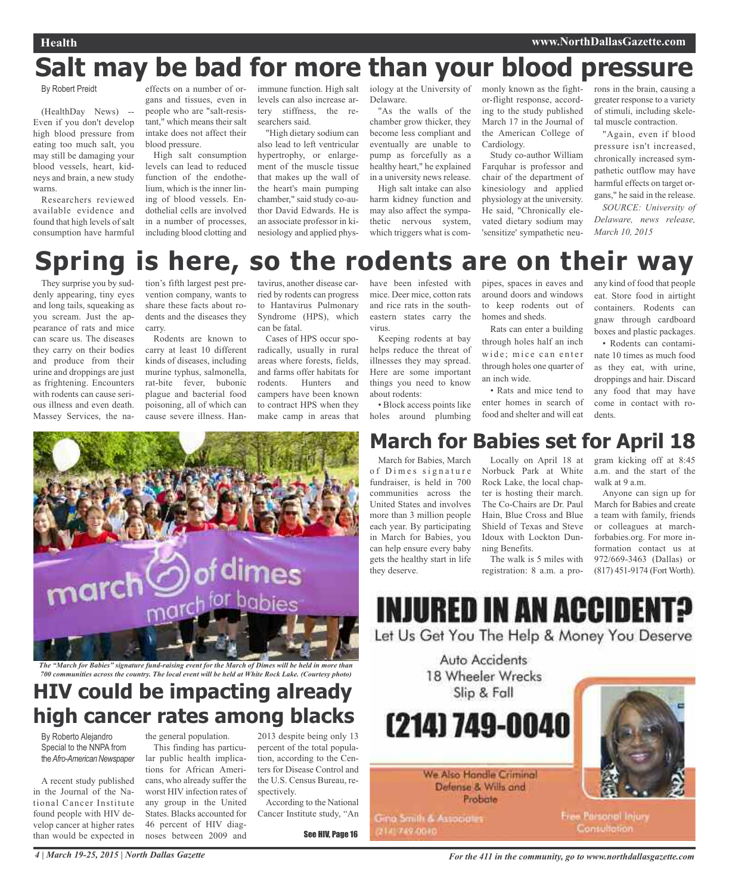# Salt may be bad for more than your blood pressure

By Robert Preidt

(HealthDay News) -- Even if you don't develop high blood pressure from eating too much salt, you may still be damaging your blood vessels, heart, kidneys and brain, a new study warns.

Researchers reviewed available evidence and found that high levels of salt consumption have harmful effects on a number of organs and tissues, even in people who are "salt-resistant," which means their salt intake does not affect their blood pressure.

High salt consumption levels can lead to reduced function of the endothelium, which is the inner lining of blood vessels. Endothelial cells are involved in a number of processes, including blood clotting and immune function. High salt levels can also increase artery stiffness, the researchers said.

"High dietary sodium can also lead to left ventricular hypertrophy, or enlargement of the muscle tissue that makes up the wall of the heart's main pumping chamber," said study co-author David Edwards. He is an associate professor in kinesiology and applied physiology at the University of Delaware.

"As the walls of the chamber grow thicker, they become less compliant and eventually are unable to pump as forcefully as a healthy heart," he explained in a university news release.

High salt intake can also harm kidney function and may also affect the sympathetic nervous system, which triggers what is commonly known as the fight-or-flight response, according to the study published March 17 in the Journal of the American College of Cardiology.

Study co-author William Farquhar is professor and chair of the department of kinesiology and applied physiology at the university. He said, "Chronically elevated dietary sodium may 'sensitize' sympathetic neurons in the brain, causing a greater response to a variety of stimuli, including skeletal muscle contraction.

"Again, even if blood pressure isn't increased, chronically increased sympathetic outflow may have harmful effects on target organs," he said in the release.

*SOURCE: University of Delaware, news release, March 10, 2015*

# Spring is here, so the rodents are on their way

They surprise you by suddenly appearing, tiny eyes and long tails, squeaking as you scream. Just the appearance of rats and mice can scare us. The diseases they carry on their bodies and produce from their urine and droppings are just as frightening. Encounters with rodents can cause serious illness and even death. Massey Services, the nation's fifth largest pest prevention company, wants to share these facts about rodents and the diseases they carry.

Rodents are known to carry at least 10 different kinds of diseases, including murine typhus, salmonella, rat-bite fever, bubonic plague and bacterial food poisoning, all of which can cause severe illness. Hantavirus, another disease carried by rodents can progress to Hantavirus Pulmonary Syndrome (HPS), which can be fatal.

Cases of HPS occur sporadically, usually in rural areas where forests, fields, and farms offer habitats for rodents. Hunters and campers have been known to contract HPS when they make camp in areas that have been infested with mice. Deer mice, cotton rats and rice rats in the southeastern states carry the virus.

Keeping rodents at bay helps reduce the threat of illnesses they may spread. Here are some important things you need to know about rodents:

- Block access points like holes around plumbing pipes, spaces in eaves and around doors and windows to keep rodents out of homes and sheds.

Rats can enter a building through holes half an inch wide; mice can enter through holes one quarter of an inch wide.

- Rats and mice tend to enter homes in search of food and shelter and will eat any kind of food that people eat. Store food in airtight containers. Rodents can gnaw through cardboard boxes and plastic packages.
- Rodents can contaminate 10 times as much food as they eat, with urine, droppings and hair. Discard any food that may have come in contact with rodents.

*The "March for Babies" signature fund-raising event for the March of Dimes will be held in more than 700 communities across the country. The local event will be held at White Rock Lake. (Courtesy photo)*

# March for Babies set for April 18

March for Babies, March of Dimes signature fundraiser, is held in 700 communities across the United States and involves more than 3 million people each year. By participating in March for Babies, you can help ensure every baby gets the healthy start in life they deserve.

Locally on April 18 at Norbuck Park at White Rock Lake, the local chapter is hosting their march. The Co-Chairs are Dr. Paul Hain, Blue Cross and Blue Shield of Texas and Steve Idoux with Lockton Dunning Benefits.

The walk is 5 miles with registration: 8 a.m. a program kicking off at 8:45 a.m. and the start of the walk at 9 a.m.

Anyone can sign up for March for Babies and create a team with family, friends or colleagues at marchforbabies.org. For more information contact us at 972/669-3463 (Dallas) or (817) 451-9174 (Fort Worth).

# HIV could be impacting already high cancer rates among blacks

By Roberto Alejandro
Special to the NNPA from the *Afro-American Newspaper*

A recent study published in the Journal of the National Cancer Institute found people with HIV develop cancer at higher rates than would be expected in the general population.

This finding has particular public health implications for African Americans, who already suffer the worst HIV infection rates of any group in the United States. Blacks accounted for 46 percent of HIV diagnoses between 2009 and 2013 despite being only 13 percent of the total population, according to the Centers for Disease Control and the U.S. Census Bureau, respectively.

According to the National Cancer Institute study, "An

**See HIV, Page 16**

**INJURED IN AN ACCIDENT?**

Let Us Get You The Help & Money You Deserve

Auto Accidents
18 Wheeler Wrecks
Slip & Fall

**(214) 749-0040**

We Also Handle Criminal Defense & Wills and Probate

Gina Smith & Associates
(214) 749-0040

Free Personal Injury Consultation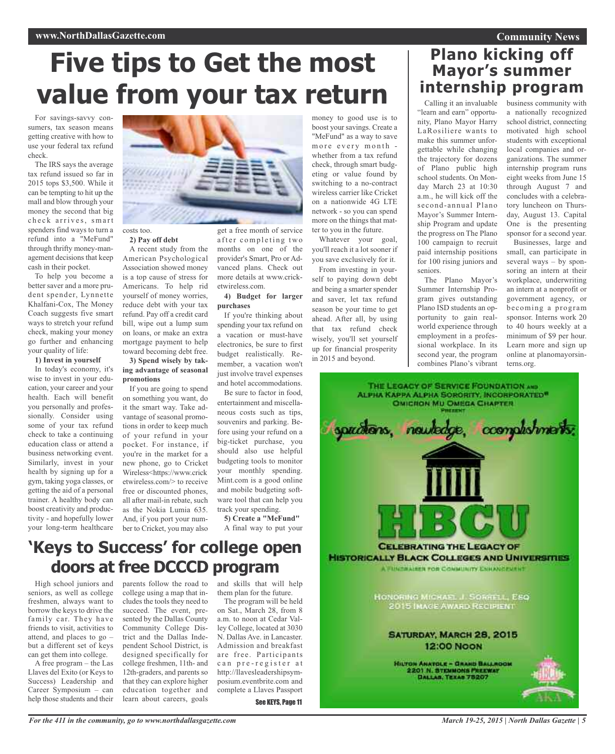# Five tips to Get the most value from your tax return

For savings-savvy consumers, tax season means getting creative with how to use your federal tax refund check.

The IRS says the average tax refund issued so far in 2015 tops $3,500. While it can be tempting to hit up the mall and blow through your money the second that big check arrives, smart spenders find ways to turn a refund into a "MeFund" through thrifty money-management decisions that keep cash in their pocket.

To help you become a better saver and a more prudent spender, Lynnette Khalfani-Cox, The Money Coach suggests five smart ways to stretch your refund check, making your money go further and enhancing your quality of life:

**1) Invest in yourself**

In today's economy, it's wise to invest in your education, your career and your health. Each will benefit you personally and professionally. Consider using some of your tax refund check to take a continuing education class or attend a business networking event. Similarly, invest in your health by signing up for a gym, taking yoga classes, or getting the aid of a personal trainer. A healthy body can boost creativity and productivity - and hopefully lower your long-term healthcare costs too.

**2) Pay off debt**

A recent study from the American Psychological Association showed money is a top cause of stress for Americans. To help rid yourself of money worries, reduce debt with your tax refund. Pay off a credit card bill, wipe out a lump sum on loans, or make an extra mortgage payment to help toward becoming debt free.

**3) Spend wisely by taking advantage of seasonal promotions**

If you are going to spend on something you want, do it the smart way. Take advantage of seasonal promotions in order to keep much of your refund in your pocket. For instance, if you're in the market for a new phone, go to Cricket Wireless<https://www.cricketwireless.com/> to receive free or discounted phones, all after mail-in rebate, such as the Nokia Lumia 635. And, if you port your number to Cricket, you may also get a free month of service after completing two months on one of the provider's Smart, Pro or Advanced plans. Check out more details at www.cricketwireless.com.

**4) Budget for larger purchases**

If you're thinking about spending your tax refund on a vacation or must-have electronics, be sure to first budget realistically. Remember, a vacation won't just involve travel expenses and hotel accommodations.

Be sure to factor in food, entertainment and miscellaneous costs such as tips, souvenirs and parking. Before using your refund on a big-ticket purchase, you should also use helpful budgeting tools to monitor your monthly spending. Mint.com is a good online and mobile budgeting software tool that can help you track your spending.

**5) Create a "MeFund"**

A final way to put your money to good use is to boost your savings. Create a "MeFund" as a way to save more every month - whether from a tax refund check, through smart budgeting or value found by switching to a no-contract wireless carrier like Cricket on a nationwide 4G LTE network - so you can spend more on the things that matter to you in the future.

Whatever your goal, you'll reach it a lot sooner if you save exclusively for it.

From investing in yourself to paying down debt and being a smarter spender and saver, let tax refund season be your time to get ahead. After all, by using that tax refund check wisely, you'll set yourself up for financial prosperity in 2015 and beyond.

# Plano kicking off Mayor's summer internship program

Calling it an invaluable "learn and earn" opportunity, Plano Mayor Harry LaRosiliere wants to make this summer unforgettable while changing the trajectory for dozens of Plano public high school students. On Monday March 23 at 10:30 a.m., he will kick off the second-annual Plano Mayor's Summer Internship Program and update the progress on The Plano 100 campaign to recruit paid internship positions for 100 rising juniors and seniors.

The Plano Mayor's Summer Internship Program gives outstanding Plano ISD students an opportunity to gain real-world experience through employment in a professional workplace. In its second year, the program combines Plano's vibrant business community with a nationally recognized school district, connecting motivated high school students with exceptional local companies and organizations. The summer internship program runs eight weeks from June 15 through August 7 and concludes with a celebratory luncheon on Thursday, August 13. Capital One is the presenting sponsor for a second year.

Businesses, large and small, can participate in several ways – by sponsoring an intern at their workplace, underwriting an intern at a nonprofit or government agency, or becoming a program sponsor. Interns work 20 to 40 hours weekly at a minimum of $9 per hour. Learn more and sign up online at planomayorsinterns.org.

# 'Keys to Success' for college open doors at free DCCCD program

High school juniors and seniors, as well as college freshmen, always want to borrow the keys to drive the family car. They have friends to visit, activities to attend, and places to go – but a different set of keys can get them into college.

A free program – the Las Llaves del Exito (or Keys to Success) Leadership and Career Symposium – can help those students and their parents follow the road to college using a map that includes the tools they need to succeed. The event, presented by the Dallas County Community College District and the Dallas Independent School District, is designed specifically for college freshmen, 11th- and 12th-graders, and parents so that they can explore higher education together and learn about careers, goals and skills that will help them plan for the future.

The program will be held on Sat., March 28, from 8 a.m. to noon at Cedar Valley College, located at 3030 N. Dallas Ave. in Lancaster. Admission and breakfast are free. Participants can pre-register at http://llavesleadershipsymposium.eventbrite.com and complete a Llaves Passport

See KEYS, Page 11

THE LEGACY OF SERVICE FOUNDATION AND ALPHA KAPPA ALPHA SORORITY, INCORPORATED® OMICRON MU OMEGA CHAPTER PRESENT

Aspirations, Knowledge, Accomplishments

HBCU

CELEBRATING THE LEGACY OF HISTORICALLY BLACK COLLEGES AND UNIVERSITIES

A FUNDRAISER FOR COMMUNITY ENHANCEMENT

HONORING MICHAEL J. SORRELL, ESQ 2015 IMAGE AWARD RECIPIENT

SATURDAY, MARCH 28, 2015
12:00 NOON

HILTON ANATOLE – GRAND BALLROOM
2201 N. STEMMONS FREEWAY
DALLAS, TEXAS 75207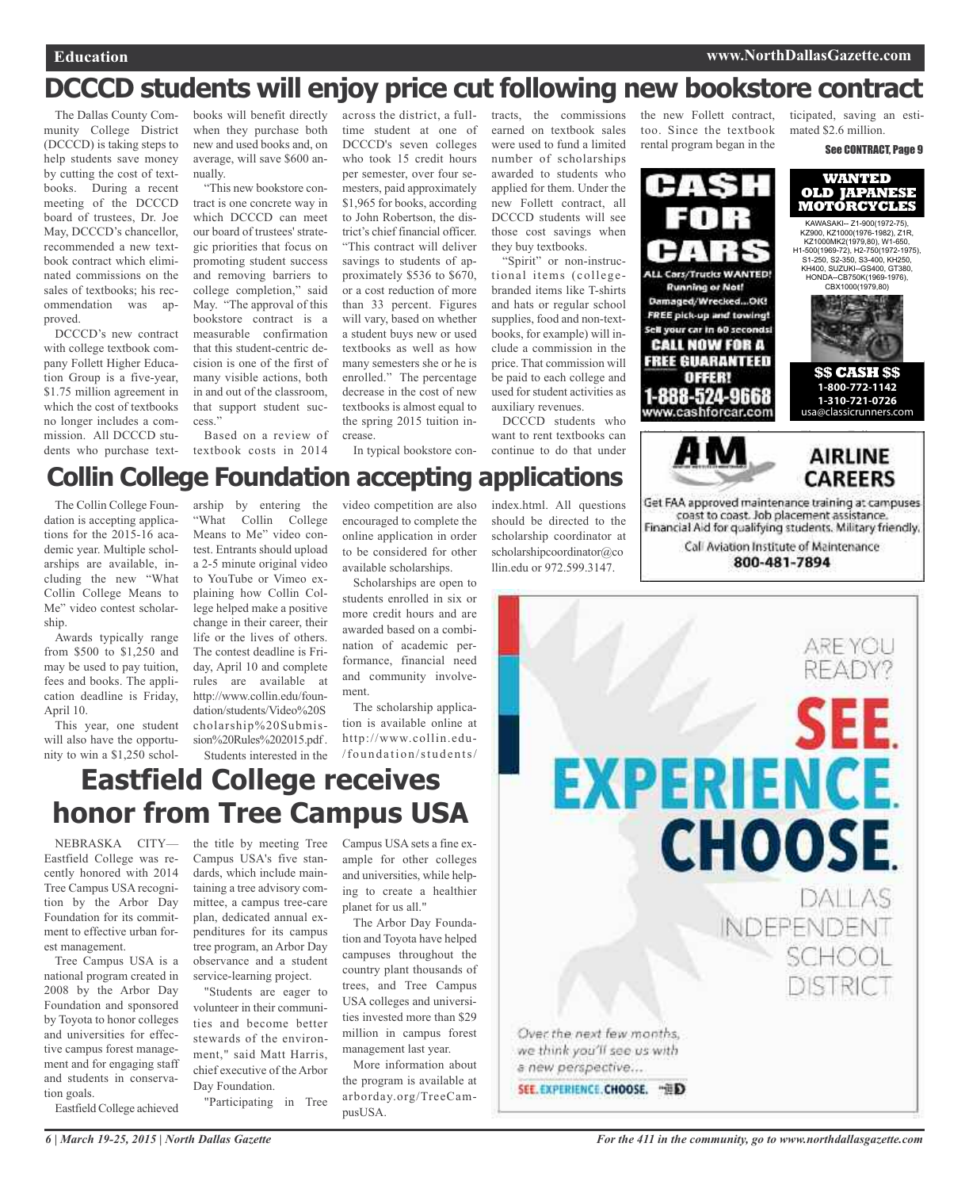# DCCCD students will enjoy price cut following new bookstore contract

The Dallas County Community College District (DCCCD) is taking steps to help students save money by cutting the cost of textbooks. During a recent meeting of the DCCCD board of trustees, Dr. Joe May, DCCCD's chancellor, recommended a new textbook contract which eliminated commissions on the sales of textbooks; his recommendation was approved.

DCCCD's new contract with college textbook company Follett Higher Education Group is a five-year, $1.75 million agreement in which the cost of textbooks no longer includes a commission. All DCCCD students who purchase textbooks will benefit directly when they purchase both new and used books and, on average, will save $600 annually.

"This new bookstore contract is one concrete way in which DCCCD can meet our board of trustees' strategic priorities that focus on promoting student success and removing barriers to college completion," said May. "The approval of this bookstore contract is a measurable confirmation that this student-centric decision is one of the first of many visible actions, both in and out of the classroom, that support student success."

Based on a review of textbook costs in 2014 across the district, a full-time student at one of DCCCD's seven colleges who took 15 credit hours per semester, over four semesters, paid approximately $1,965 for books, according to John Robertson, the district's chief financial officer. "This contract will deliver savings to students of approximately $536 to $670, or a cost reduction of more than 33 percent. Figures will vary, based on whether a student buys new or used textbooks as well as how many semesters she or he is enrolled." The percentage decrease in the cost of new textbooks is almost equal to the spring 2015 tuition increase.

In typical bookstore contracts, the commissions earned on textbook sales were used to fund a limited number of scholarships awarded to students who applied for them. Under the new Follett contract, all DCCCD students will see those cost savings when they buy textbooks.

"Spirit" or non-instructional items (college-branded items like T-shirts and hats or regular school supplies, food and non-textbooks, for example) will include a commission in the price. That commission will be paid to each college and used for student activities as auxiliary revenues.

DCCCD students who want to rent textbooks can continue to do that under the new Follett contract, too. Since the textbook rental program began in the ticipated, saving an estimated $2.6 million.

See CONTRACT, Page 9

# Collin College Foundation accepting applications

The Collin College Foundation is accepting applications for the 2015-16 academic year. Multiple scholarships are available, including the new "What Collin College Means to Me" video contest scholarship.

Awards typically range from $500 to $1,250 and may be used to pay tuition, fees and books. The application deadline is Friday, April 10.

This year, one student will also have the opportunity to win a $1,250 scholarship by entering the "What Collin College Means to Me" video contest. Entrants should upload a 2-5 minute original video to YouTube or Vimeo explaining how Collin College helped make a positive change in their career, their life or the lives of others. The contest deadline is Friday, April 10 and complete rules are available at http://www.collin.edu/foundation/students/Video%20Scholarship%20Submission%20Rules%202015.pdf.

Students interested in the video competition are also encouraged to complete the online application in order to be considered for other available scholarships.

Scholarships are open to students enrolled in six or more credit hours and are awarded based on a combination of academic performance, financial need and community involvement.

The scholarship application is available online at http://www.collin.edu/foundation/students/index.html. All questions should be directed to the scholarship coordinator at scholarshipcoordinator@collin.edu or 972.599.3147.

# Eastfield College receives honor from Tree Campus USA

NEBRASKA CITY— Eastfield College was recently honored with 2014 Tree Campus USA recognition by the Arbor Day Foundation for its commitment to effective urban forest management.

Tree Campus USA is a national program created in 2008 by the Arbor Day Foundation and sponsored by Toyota to honor colleges and universities for effective campus forest management and for engaging staff and students in conservation goals.

Eastfield College achieved the title by meeting Tree Campus USA's five standards, which include maintaining a tree advisory committee, a campus tree-care plan, dedicated annual expenditures for its campus tree program, an Arbor Day observance and a student service-learning project.

"Students are eager to volunteer in their communities and become better stewards of the environment," said Matt Harris, chief executive of the Arbor Day Foundation.

"Participating in Tree Campus USA sets a fine example for other colleges and universities, while helping to create a healthier planet for us all."

The Arbor Day Foundation and Toyota have helped campuses throughout the country plant thousands of trees, and Tree Campus USA colleges and universities invested more than $29 million in campus forest management last year.

More information about the program is available at arborday.org/TreeCampusUSA.

CA$H FOR CARS
ALL Cars/Trucks WANTED! Running or Not! Damaged/Wrecked...OK! FREE pick-up and towing! Sell your car in 60 seconds! CALL NOW FOR A FREE GUARANTEED OFFER! 1-888-524-9668 www.cashforcar.com

WANTED OLD JAPANESE MOTORCYCLES
KAWASAKI-- Z1-900(1972-75), KZ900, KZ1000(1976-1982), Z1R, KZ1000MK2(1979,80), W1-650, H1-500(1969-72), H2-750(1972-1975), S1-250, S2-350, S3-400, KH250, KH400, SUZUKI--GS400, GT380, HONDA--CB750K(1969-1976), CBX1000(1979,80)
$$ CASH $$ 1-800-772-1142 1-310-721-0726 usa@classicrunners.com

AIRLINE CAREERS
Get FAA approved maintenance training at campuses coast to coast. Job placement assistance. Financial Aid for qualifying students. Military friendly.
Call Aviation Institute of Maintenance 800-481-7894

ARE YOU READY?
SEE. EXPERIENCE. CHOOSE.
DALLAS INDEPENDENT SCHOOL DISTRICT
Over the next few months, we think you'll see us with a new perspective...
SEE. EXPERIENCE. CHOOSE.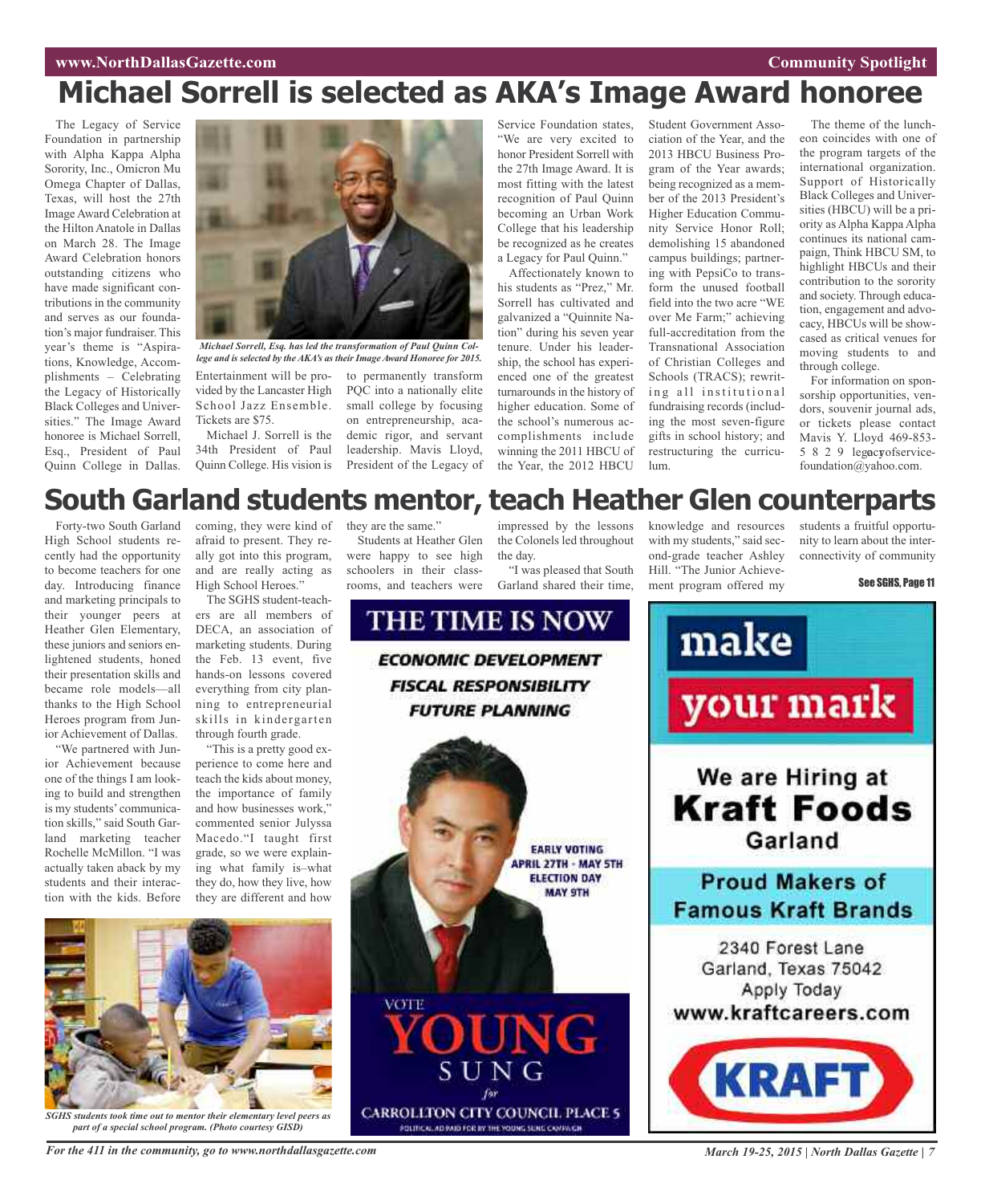# Michael Sorrell is selected as AKA's Image Award honoree

The Legacy of Service Foundation in partnership with Alpha Kappa Alpha Sorority, Inc., Omicron Mu Omega Chapter of Dallas, Texas, will host the 27th Image Award Celebration at the Hilton Anatole in Dallas on March 28. The Image Award Celebration honors outstanding citizens who have made significant contributions in the community and serves as our foundation's major fundraiser. This year's theme is "Aspirations, Knowledge, Accomplishments – Celebrating the Legacy of Historically Black Colleges and Universities." The Image Award honoree is Michael Sorrell, Esq., President of Paul Quinn College in Dallas.

*Michael Sorrell, Esq. has led the transformation of Paul Quinn College and is selected by the AKA's as their Image Award Honoree for 2015.*

Entertainment will be provided by the Lancaster High School Jazz Ensemble. Tickets are $75.

Michael J. Sorrell is the 34th President of Paul Quinn College. His vision is to permanently transform PQC into a nationally elite small college by focusing on entrepreneurship, academic rigor, and servant leadership. Mavis Lloyd, President of the Legacy of Service Foundation states, "We are very excited to honor President Sorrell with the 27th Image Award. It is most fitting with the latest recognition of Paul Quinn becoming an Urban Work College that his leadership be recognized as he creates a Legacy for Paul Quinn."

Affectionately known to his students as "Prez," Mr. Sorrell has cultivated and galvanized a "Quinnite Nation" during his seven year tenure. Under his leadership, the school has experienced one of the greatest turnarounds in the history of higher education. Some of the school's numerous accomplishments include winning the 2011 HBCU of the Year, the 2012 HBCU Student Government Association of the Year, and the 2013 HBCU Business Program of the Year awards; being recognized as a member of the 2013 President's Higher Education Community Service Honor Roll; demolishing 15 abandoned campus buildings; partnering with PepsiCo to transform the unused football field into the two acre "WE over Me Farm;" achieving full-accreditation from the Transnational Association of Christian Colleges and Schools (TRACS); rewriting all institutional fundraising records (including the most seven-figure gifts in school history; and restructuring the curriculum.

The theme of the luncheon coincides with one of the program targets of the international organization. Support of Historically Black Colleges and Universities (HBCU) will be a priority as Alpha Kappa Alpha continues its national campaign, Think HBCU SM, to highlight HBCUs and their contribution to the sorority and society. Through education, engagement and advocacy, HBCUs will be showcased as critical venues for moving students to and through college.

For information on sponsorship opportunities, vendors, souvenir journal ads, or tickets please contact Mavis Y. Lloyd 469-853-5829 legacyofservicefoundation@yahoo.com.

# South Garland students mentor, teach Heather Glen counterparts

Forty-two South Garland High School students recently had the opportunity to become teachers for one day. Introducing finance and marketing principals to their younger peers at Heather Glen Elementary, these juniors and seniors enlightened students, honed their presentation skills and became role models—all thanks to the High School Heroes program from Junior Achievement of Dallas.

"We partnered with Junior Achievement because one of the things I am looking to build and strengthen is my students' communication skills," said South Garland marketing teacher Rochelle McMillon. "I was actually taken aback by my students and their interaction with the kids. Before coming, they were kind of afraid to present. They really got into this program, and are really acting as High School Heroes."

The SGHS student-teachers are all members of DECA, an association of marketing students. During the Feb. 13 event, five hands-on lessons covered everything from city planning to entrepreneurial skills in kindergarten through fourth grade.

"This is a pretty good experience to come here and teach the kids about money, the importance of family and how businesses work," commented senior Julyssa Macedo."I taught first grade, so we were explaining what family is–what they do, how they live, how they are different and how they are the same."

Students at Heather Glen were happy to see high schoolers in their classrooms, and teachers were impressed by the lessons the Colonels led throughout the day.

"I was pleased that South Garland shared their time, knowledge and resources with my students," said second-grade teacher Ashley Hill. "The Junior Achievement program offered my students a fruitful opportunity to learn about the interconnectivity of community

See SGHS, Page 11

*SGHS students took time out to mentor their elementary level peers as part of a special school program. (Photo courtesy GISD)*

THE TIME IS NOW

ECONOMIC DEVELOPMENT
FISCAL RESPONSIBILITY
FUTURE PLANNING

EARLY VOTING
APRIL 27TH - MAY 5TH
ELECTION DAY
MAY 9TH

VOTE YOUNG SUNG for CARROLLTON CITY COUNCIL PLACE 5

POLITICAL AD PAID FOR BY THE YOUNG SUNG CAMPAIGN

make your mark

We are Hiring at Kraft Foods Garland

Proud Makers of Famous Kraft Brands

2340 Forest Lane
Garland, Texas 75042
Apply Today
www.kraftcareers.com

KRAFT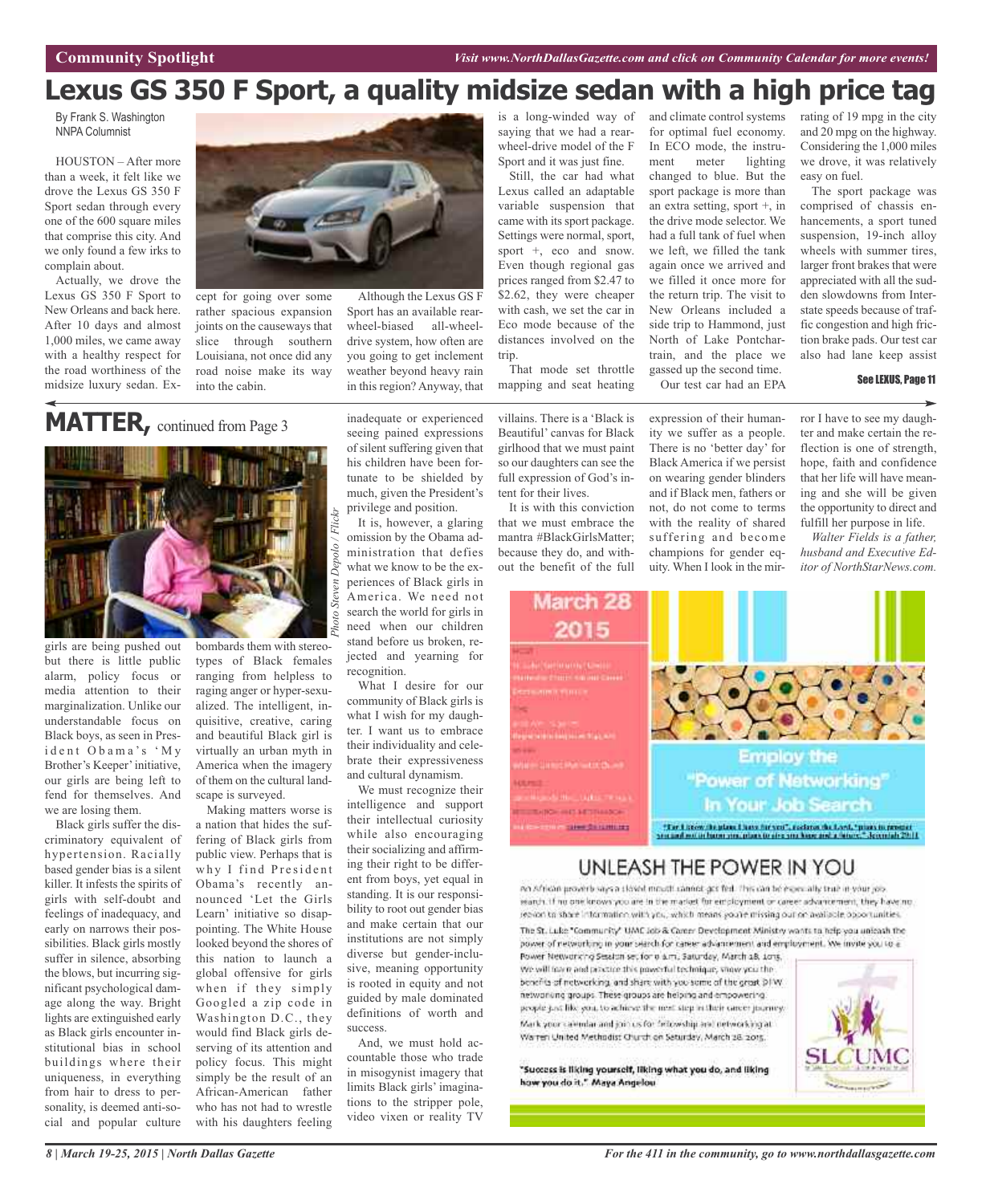Community Spotlight

*Visit www.NorthDallasGazette.com and click on Community Calendar for more events!*

# Lexus GS 350 F Sport, a quality midsize sedan with a high price tag

By Frank S. Washington
NNPA Columnist

HOUSTON – After more than a week, it felt like we drove the Lexus GS 350 F Sport sedan through every one of the 600 square miles that comprise this city. And we only found a few irks to complain about.

Actually, we drove the Lexus GS 350 F Sport to New Orleans and back here. After 10 days and almost 1,000 miles, we came away with a healthy respect for the road worthiness of the midsize luxury sedan. Except for going over some rather spacious expansion joints on the causeways that slice through southern Louisiana, not once did any road noise make its way into the cabin.

Although the Lexus GS F Sport has an available rear-wheel-biased all-wheel-drive system, how often are you going to get inclement weather beyond heavy rain in this region? Anyway, that is a long-winded way of saying that we had a rear-wheel-drive model of the F Sport and it was just fine.

Still, the car had what Lexus called an adaptable variable suspension that came with its sport package. Settings were normal, sport, sport +, eco and snow. Even though regional gas prices ranged from $2.47 to $2.62, they were cheaper with cash, we set the car in Eco mode because of the distances involved on the trip.

That mode set throttle mapping and seat heating and climate control systems for optimal fuel economy. In ECO mode, the instrument meter lighting changed to blue. But the sport package is more than an extra setting, sport +, in the drive mode selector. We had a full tank of fuel when we left, we filled the tank again once we arrived and we filled it once more for the return trip. The visit to New Orleans included a side trip to Hammond, just North of Lake Pontchartrain, and the place we gassed up the second time.

Our test car had an EPA rating of 19 mpg in the city and 20 mpg on the highway. Considering the 1,000 miles we drove, it was relatively easy on fuel.

The sport package was comprised of chassis enhancements, a sport tuned suspension, 19-inch alloy wheels with summer tires, larger front brakes that were appreciated with all the sudden slowdowns from Interstate speeds because of traffic congestion and high friction brake pads. Our test car also had lane keep assist

See LEXUS, Page 11

## MATTER, continued from Page 3

Photo Steven Depolo / Flickr

girls are being pushed out but there is little public alarm, policy focus or media attention to their marginalization. Unlike our understandable focus on Black boys, as seen in President Obama's 'My Brother's Keeper' initiative, our girls are being left to fend for themselves. And we are losing them.

Black girls suffer the discriminatory equivalent of hypertension. Racially based gender bias is a silent killer. It infests the spirits of girls with self-doubt and feelings of inadequacy, and early on narrows their possibilities. Black girls mostly suffer in silence, absorbing the blows, but incurring significant psychological damage along the way. Bright lights are extinguished early as Black girls encounter institutional bias in school buildings where their uniqueness, in everything from hair to dress to personality, is deemed anti-social and popular culture bombards them with stereotypes of Black females ranging from helpless to raging anger or hyper-sexualized. The intelligent, inquisitive, creative, caring and beautiful Black girl is virtually an urban myth in America when the imagery of them on the cultural landscape is surveyed.

Making matters worse is a nation that hides the suffering of Black girls from public view. Perhaps that is why I find President Obama's recently announced 'Let the Girls Learn' initiative so disappointing. The White House looked beyond the shores of this nation to launch a global offensive for girls when if they simply Googled a zip code in Washington D.C., they would find Black girls deserving of its attention and policy focus. This might simply be the result of an African-American father who has not had to wrestle with his daughters feeling inadequate or experienced seeing pained expressions of silent suffering given that his children have been fortunate to be shielded by much, given the President's privilege and position.

It is, however, a glaring omission by the Obama administration that defies what we know to be the experiences of Black girls in America. We need not search the world for girls in need when our children stand before us broken, rejected and yearning for recognition.

What I desire for our community of Black girls is what I wish for my daughter. I want us to embrace their individuality and celebrate their expressiveness and cultural dynamism.

We must recognize their intelligence and support their intellectual curiosity while also encouraging their socializing and affirming their right to be different from boys, yet equal in standing. It is our responsibility to root out gender bias and make certain that our institutions are not simply diverse but gender-inclusive, meaning opportunity is rooted in equity and not guided by male dominated definitions of worth and success.

And, we must hold accountable those who trade in misogynist imagery that limits Black girls' imaginations to the stripper pole, video vixen or reality TV villains. There is a 'Black is Beautiful' canvas for Black girlhood that we must paint so our daughters can see the full expression of God's intent for their lives.

It is with this conviction that we must embrace the mantra #BlackGirlsMatter; because they do, and without the benefit of the full expression of their humanity we suffer as a people. There is no 'better day' for Black America if we persist on wearing gender blinders and if Black men, fathers or not, do not come to terms with the reality of shared suffering and become champions for gender equity. When I look in the mirror I have to see my daughter and make certain the reflection is one of strength, hope, faith and confidence that her life will have meaning and she will be given the opportunity to direct and fulfill her purpose in life.

*Walter Fields is a father, husband and Executive Editor of NorthStarNews.com.*

---

**March 28 2015**

**Employ the "Power of Networking" In Your Job Search**

"For I know the plans I have for you", declares the Lord, "plans to prosper you and not to harm you, plans to give you hope and a future." Jeremiah 29:11

## UNLEASH THE POWER IN YOU

An African proverb says a closed mouth cannot get fed. This can be especially true in your job search. If no one knows you are in the market for employment or career advancement, they have no reason to share information with you, which means you're missing out on available opportunities.

The St. Luke "Community" UMC Job & Career Development Ministry wants to help you unleash the power of networking in your search for career advancement and employment. We invite you to a Power Networking Session set for 9 a.m. Saturday, March 28, 2015.

We will learn and practice this powerful technique, show you the benefits of networking, and share with you some of the great DFW networking groups. These groups are helping and empowering people just like you, to achieve the next step in their career journey.

Mark your calendar and join us for fellowship and networking at Warren United Methodist Church on Saturday, March 28, 2015.

**"Success is liking yourself, liking what you do, and liking how you do it." Maya Angelou**

SLCUMC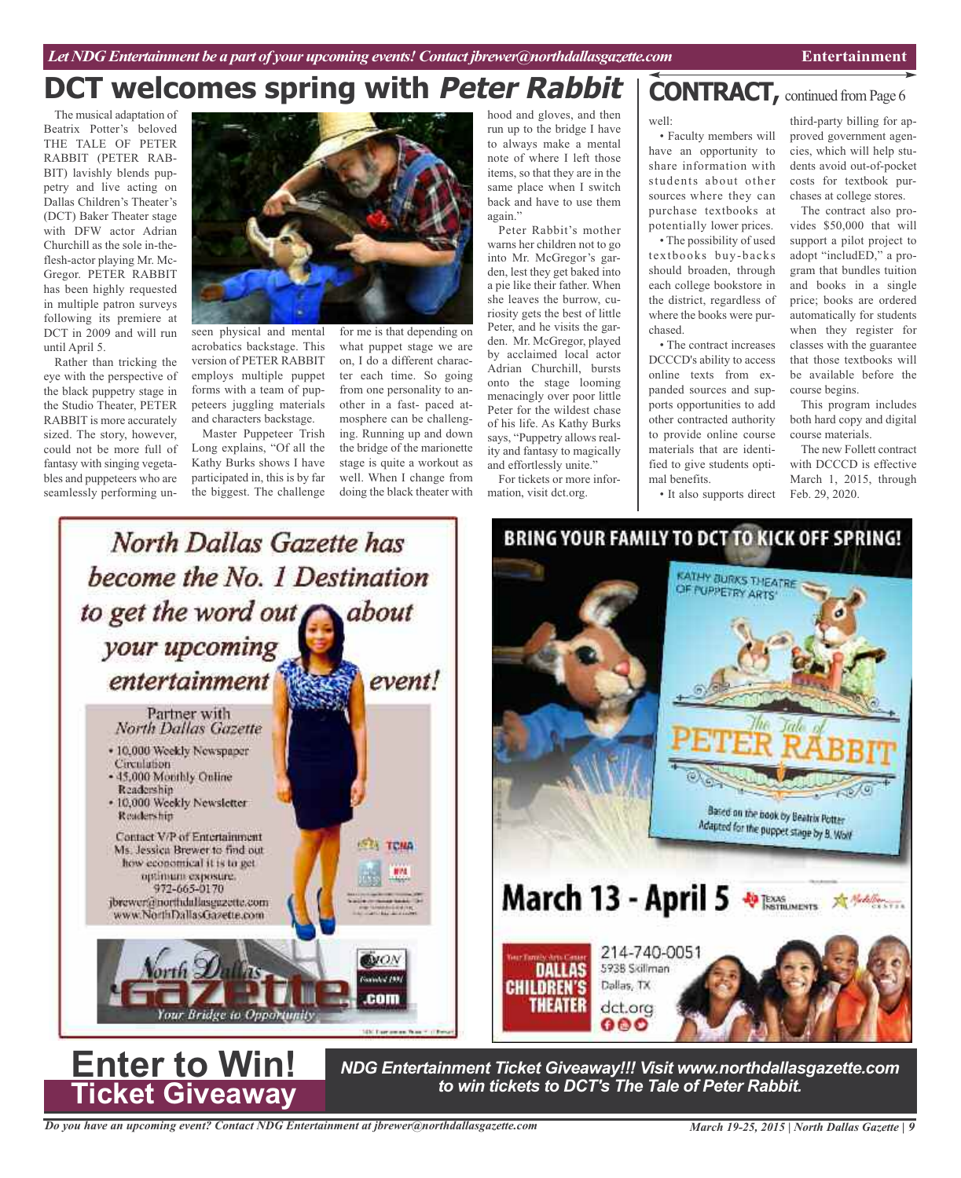# DCT welcomes spring with *Peter Rabbit*

The musical adaptation of Beatrix Potter's beloved THE TALE OF PETER RABBIT (PETER RABBIT) lavishly blends puppetry and live acting on Dallas Children's Theater's (DCT) Baker Theater stage with DFW actor Adrian Churchill as the sole in-the-flesh-actor playing Mr. McGregor. PETER RABBIT has been highly requested in multiple patron surveys following its premiere at DCT in 2009 and will run until April 5.

Rather than tricking the eye with the perspective of the black puppetry stage in the Studio Theater, PETER RABBIT is more accurately sized. The story, however, could not be more full of fantasy with singing vegetables and puppeteers who are seamlessly performing unseen physical and mental acrobatics backstage. This version of PETER RABBIT employs multiple puppet forms with a team of puppeteers juggling materials and characters backstage.

Master Puppeteer Trish Long explains, "Of all the Kathy Burks shows I have participated in, this is by far the biggest. The challenge for me is that depending on what puppet stage we are on, I do a different character each time. So going from one personality to another in a fast- paced atmosphere can be challenging. Running up and down the bridge of the marionette stage is quite a workout as well. When I change from doing the black theater with hood and gloves, and then run up to the bridge I have to always make a mental note of where I left those items, so that they are in the same place when I switch back and have to use them again."

Peter Rabbit's mother warns her children not to go into Mr. McGregor's garden, lest they get baked into a pie like their father. When she leaves the burrow, curiosity gets the best of little Peter, and he visits the garden. Mr. McGregor, played by acclaimed local actor Adrian Churchill, bursts onto the stage looming menacingly over poor little Peter for the wildest chase of his life. As Kathy Burks says, "Puppetry allows reality and fantasy to magically and effortlessly unite."

For tickets or more information, visit dct.org.

# CONTRACT, continued from Page 6

well:

- Faculty members will have an opportunity to share information with students about other sources where they can purchase textbooks at potentially lower prices.
- The possibility of used textbooks buy-backs should broaden, through each college bookstore in the district, regardless of where the books were purchased.
- The contract increases DCCCD's ability to access online texts from expanded sources and supports opportunities to add other contracted authority to provide online course materials that are identified to give students optimal benefits.
- It also supports direct third-party billing for approved government agencies, which will help students avoid out-of-pocket costs for textbook purchases at college stores.

The contract also provides $50,000 that will support a pilot project to adopt "includED," a program that bundles tuition and books in a single price; books are ordered automatically for students when they register for classes with the guarantee that those textbooks will be available before the course begins.

This program includes both hard copy and digital course materials.

The new Follett contract with DCCCD is effective March 1, 2015, through Feb. 29, 2020.

*North Dallas Gazette has become the No. 1 Destination to get the word out about your upcoming entertainment event!*

Partner with North Dallas Gazette

- 10,000 Weekly Newspaper Circulation
- 45,000 Monthly Online Readership
- 10,000 Weekly Newsletter Readership

Contact V/P of Entertainment Ms. Jessica Brewer to find out how economical it is to get optimum exposure.
972-665-0170
jbrewer@northdallasgazette.com
www.NorthDallasGazette.com

North Dallas Gazette .com — Your Bridge to Opportunity

**BRING YOUR FAMILY TO DCT TO KICK OFF SPRING!**

Kathy Burks Theatre of Puppetry Arts

The Tale of PETER RABBIT

Based on the book by Beatrix Potter
Adapted for the puppet stage by B. Wolf

**March 13 - April 5**

Dallas Children's Theater
214-740-0051
5938 Skillman
Dallas, TX
dct.org

## Enter to Win! Ticket Giveaway

***NDG Entertainment Ticket Giveaway!!! Visit www.northdallasgazette.com to win tickets to DCT's The Tale of Peter Rabbit.***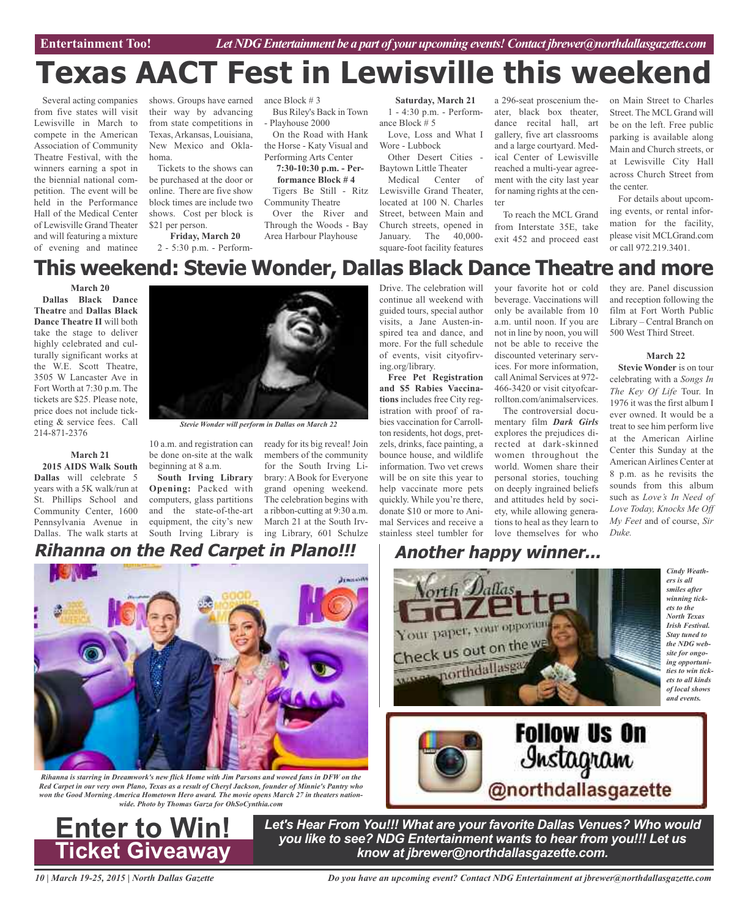Entertainment Too! *Let NDG Entertainment be a part of your upcoming events! Contact jbrewer@northdallasgazette.com*

# Texas AACT Fest in Lewisville this weekend

Several acting companies from five states will visit Lewisville in March to compete in the American Association of Community Theatre Festival, with the winners earning a spot in the biennial national competition. The event will be held in the Performance Hall of the Medical Center of Lewisville Grand Theater and will featuring a mixture of evening and matinee shows. Groups have earned their way by advancing from state competitions in Texas, Arkansas, Louisiana, New Mexico and Oklahoma.

Tickets to the shows can be purchased at the door or online. There are five show block times are include two shows. Cost per block is $21 per person.

**Friday, March 20**

2 - 5:30 p.m. - Performance Block # 3

Bus Riley's Back in Town - Playhouse 2000

On the Road with Hank the Horse - Katy Visual and Performing Arts Center

**7:30-10:30 p.m. - Performance Block # 4**

Tigers Be Still - Ritz Community Theatre

Over the River and Through the Woods - Bay Area Harbour Playhouse

**Saturday, March 21**

1 - 4:30 p.m. - Performance Block # 5

Love, Loss and What I Wore - Lubbock

Other Desert Cities - Baytown Little Theater

Medical Center of Lewisville Grand Theater, located at 100 N. Charles Street, between Main and Church streets, opened in January. The 40,000-square-foot facility features a 296-seat proscenium theater, black box theater, dance recital hall, art gallery, five art classrooms and a large courtyard. Medical Center of Lewisville reached a multi-year agreement with the city last year for naming rights at the center

To reach the MCL Grand from Interstate 35E, take exit 452 and proceed east on Main Street to Charles Street. The MCL Grand will be on the left. Free public parking is available along Main and Church streets, or at Lewisville City Hall across Church Street from the center.

For details about upcoming events, or rental information for the facility, please visit MCLGrand.com or call 972.219.3401.

# This weekend: Stevie Wonder, Dallas Black Dance Theatre and more

**March 20**

**Dallas Black Dance Theatre** and **Dallas Black Dance Theatre II** will both take the stage to deliver highly celebrated and culturally significant works at the W.E. Scott Theatre, 3505 W Lancaster Ave in Fort Worth at 7:30 p.m. The tickets are $25. Please note, price does not include ticketing & service fees. Call 214-871-2376

*Stevie Wonder will perform in Dallas on March 22*

**March 21**

**2015 AIDS Walk South Dallas** will celebrate 5 years with a 5K walk/run at St. Phillips School and Community Center, 1600 Pennsylvania Avenue in Dallas. The walk starts at 10 a.m. and registration can be done on-site at the walk beginning at 8 a.m.

**South Irving Library Opening:** Packed with computers, glass partitions and the state-of-the-art equipment, the city's new South Irving Library is ready for its big reveal! Join members of the community for the South Irving Library: A Book for Everyone grand opening weekend. The celebration begins with a ribbon-cutting at 9:30 a.m. March 21 at the South Irving Library, 601 Schulze Drive. The celebration will continue all weekend with guided tours, special author visits, a Jane Austen-inspired tea and dance, and more. For the full schedule of events, visit cityofirving.org/library.

**Free Pet Registration and $5 Rabies Vaccinations** includes free City registration with proof of rabies vaccination for Carrollton residents, hot dogs, pretzels, drinks, face painting, a bounce house, and wildlife information. Two vet crews will be on site this year to help vaccinate more pets quickly. While you're there, donate $10 or more to Animal Services and receive a stainless steel tumbler for your favorite hot or cold beverage. Vaccinations will only be available from 10 a.m. until noon. If you are not in line by noon, you will not be able to receive the discounted veterinary services. For more information, call Animal Services at 972-466-3420 or visit cityofcarrollton.com/animalservices.

The controversial documentary film ***Dark Girls*** explores the prejudices directed at dark-skinned women throughout the world. Women share their personal stories, touching on deeply ingrained beliefs and attitudes held by society, while allowing generations to heal as they learn to love themselves for who they are. Panel discussion and reception following the film at Fort Worth Public Library – Central Branch on 500 West Third Street.

**March 22**

**Stevie Wonder** is on tour celebrating with a *Songs In The Key Of Life* Tour. In 1976 it was the first album I ever owned. It would be a treat to see him perform live at the American Airline Center this Sunday at the American Airlines Center at 8 p.m. as he revisits the sounds from this album such as *Love's In Need of Love Today, Knocks Me Off My Feet* and of course, *Sir Duke.*

## *Rihanna on the Red Carpet in Plano!!!*

*Rihanna is starring in Dreamwork's new flick Home with Jim Parsons and wowed fans in DFW on the Red Carpet in our very own Plano, Texas as a result of Cheryl Jackson, founder of Minnie's Pantry who won the Good Morning America Hometown Hero award. The movie opens March 27 in theaters nationwide. Photo by Thomas Garza for OhSoCynthia.com*

## *Another happy winner...*

*Cindy Weathers is all smiles after winning tickets to the North Texas Irish Festival. Stay tuned to the NDG website for ongoing opportunities to win tickets to all kinds of local shows and events.*

Follow Us On Instagram @northdallasgazette

**Enter to Win! Ticket Giveaway**

***Let's Hear From You!!! What are your favorite Dallas Venues? Who would you like to see? NDG Entertainment wants to hear from you!!! Let us know at jbrewer@northdallasgazette.com.***

*Do you have an upcoming event? Contact NDG Entertainment at jbrewer@northdallasgazette.com*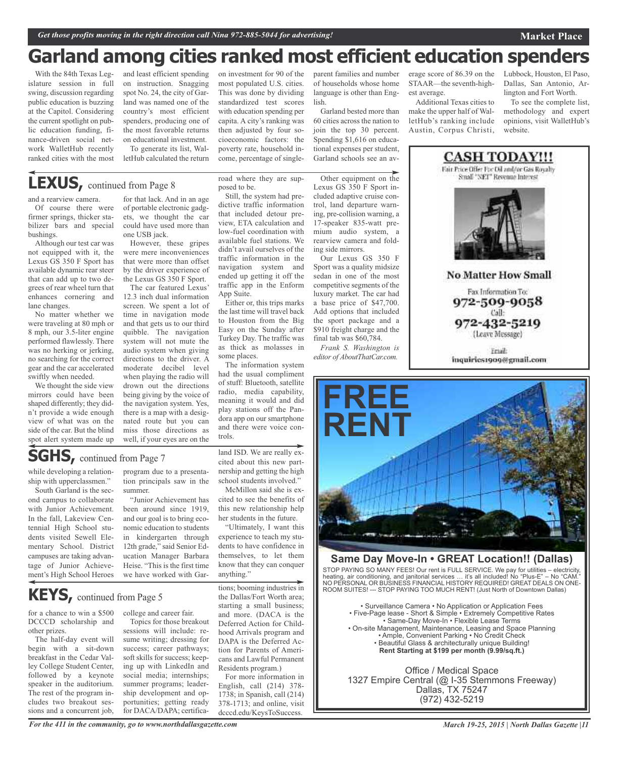# Garland among cities ranked most efficient education spenders

With the 84th Texas Legislature session in full swing, discussion regarding public education is buzzing at the Capitol. Considering the current spotlight on public education funding, finance-driven social network WalletHub recently ranked cities with the most and least efficient spending on instruction. Snagging spot No. 24, the city of Garland was named one of the country's most efficient spenders, producing one of the most favorable returns on educational investment.

To generate its list, WalletHub calculated the return on investment for 90 of the most populated U.S. cities. This was done by dividing standardized test scores with education spending per capita. A city's ranking was then adjusted by four socioeconomic factors: the poverty rate, household income, percentage of single-parent families and number of households whose home language is other than English.

Garland bested more than 60 cities across the nation to join the top 30 percent. Spending $1,616 on educational expenses per student, Garland schools see an average score of 86.39 on the STAAR—the seventh-highest average.

Additional Texas cities to make the upper half of WalletHub's ranking include Austin, Corpus Christi, Lubbock, Houston, El Paso, Dallas, San Antonio, Arlington and Fort Worth.

To see the complete list, methodology and expert opinions, visit WalletHub's website.

## LEXUS, continued from Page 8

and a rearview camera.

Of course there were firmer springs, thicker stabilizer bars and special bushings.

Although our test car was not equipped with it, the Lexus GS 350 F Sport has available dynamic rear steer that can add up to two degrees of rear wheel turn that enhances cornering and lane changes.

No matter whether we were traveling at 80 mph or 8 mph, our 3.5-liter engine performed flawlessly. There was no herking or jerking, no searching for the correct gear and the car accelerated swiftly when needed.

We thought the side view mirrors could have been shaped differently; they didn't provide a wide enough view of what was on the side of the car. But the blind spot alert system made up for that lack. And in an age of portable electronic gadgets, we thought the car could have used more than one USB jack.

However, these gripes were mere inconveniences that were more than offset by the driver experience of the Lexus GS 350 F Sport.

The car featured Lexus' 12.3 inch dual information screen. We spent a lot of time in navigation mode and that gets us to our third quibble. The navigation system will not mute the audio system when giving directions to the driver. A moderate decibel level when playing the radio will drown out the directions being giving by the voice of the navigation system. Yes, there is a map with a designated route but you can miss those directions as well, if your eyes are on the road where they are supposed to be.

Still, the system had predictive traffic information that included detour preview, ETA calculation and low-fuel coordination with available fuel stations. We didn't avail ourselves of the traffic information in the navigation system and ended up getting it off the traffic app in the Enform App Suite.

Either or, this trips marks the last time will travel back to Houston from the Big Easy on the Sunday after Turkey Day. The traffic was as thick as molasses in some places.

The information system had the usual compliment of stuff: Bluetooth, satellite radio, media capability, meaning it would and did play stations off the Pandora app on our smartphone and there were voice controls.

Other equipment on the Lexus GS 350 F Sport included adaptive cruise control, land departure warning, pre-collision warning, a 17-speaker 835-watt premium audio system, a rearview camera and folding side mirrors.

Our Lexus GS 350 F Sport was a quality midsize sedan in one of the most competitive segments of the luxury market. The car had a base price of $47,700. Add options that included the sport package and a $910 freight charge and the final tab was $60,784.

*Frank S. Washington is editor of AboutThatCar.com.*

## SGHS, continued from Page 7

while developing a relationship with upperclassmen."

South Garland is the second campus to collaborate with Junior Achievement. In the fall, Lakeview Centennial High School students visited Sewell Elementary School. District campuses are taking advantage of Junior Achievement's High School Heroes program due to a presentation principals saw in the summer.

"Junior Achievement has been around since 1919, and our goal is to bring economic education to students in kindergarten through 12th grade," said Senior Education Manager Barbara Heise. "This is the first time we have worked with Garland ISD. We are really excited about this new partnership and getting the high school students involved."

McMillon said she is excited to see the benefits of this new relationship help her students in the future.

"Ultimately, I want this experience to teach my students to have confidence in themselves, to let them know that they can conquer anything."

## KEYS, continued from Page 5

for a chance to win a $500 DCCCD scholarship and other prizes.

The half-day event will begin with a sit-down breakfast in the Cedar Valley College Student Center, followed by a keynote speaker in the auditorium. The rest of the program includes two breakout sessions and a concurrent job, college and career fair.

Topics for those breakout sessions will include: resume writing; dressing for success; career pathways; soft skills for success; keeping up with LinkedIn and social media; internships; summer programs; leadership development and opportunities; getting ready for DACA/DAPA; certifications; booming industries in the Dallas/Fort Worth area; starting a small business; and more. (DACA is the Deferred Action for Childhood Arrivals program and DAPA is the Deferred Action for Parents of Americans and Lawful Permanent Residents program.)

For more information in English, call (214) 378-1738; in Spanish, call (214) 378-1713; and online, visit dcccd.edu/KeysToSuccess.

**CASH TODAY!!!**

Fair Price Offer For Oil and/or Gas Royalty Small "NET" Revenue Interest

**No Matter How Small**

Fax Information To: 972-509-9058

Call: 972-432-5219 (Leave Message)

Email: inquiries1909@gmail.com

**FREE RENT**

**Same Day Move-In • GREAT Location!! (Dallas)**

STOP PAYING SO MANY FEES! Our rent is FULL SERVICE. We pay for utilities – electricity, heating, air conditioning, and janitorial services … it's all included! No "Plus-E" – No "CAM." NO PERSONAL OR BUSINESS FINANCIAL HISTORY REQUIRED! GREAT DEALS ON ONE-ROOM SUITES! --- STOP PAYING TOO MUCH RENT! (Just North of Downtown Dallas)

- Surveillance Camera • No Application or Application Fees
- Five-Page lease - Short & Simple • Extremely Competitive Rates
- Same-Day Move-In • Flexible Lease Terms
- On-site Management, Maintenance, Leasing and Space Planning
- Ample, Convenient Parking • No Credit Check
- Beautiful Glass & architecturally unique Building!

**Rent Starting at $199 per month (9.99/sq.ft.)**

Office / Medical Space
1327 Empire Central (@ I-35 Stemmons Freeway)
Dallas, TX 75247
(972) 432-5219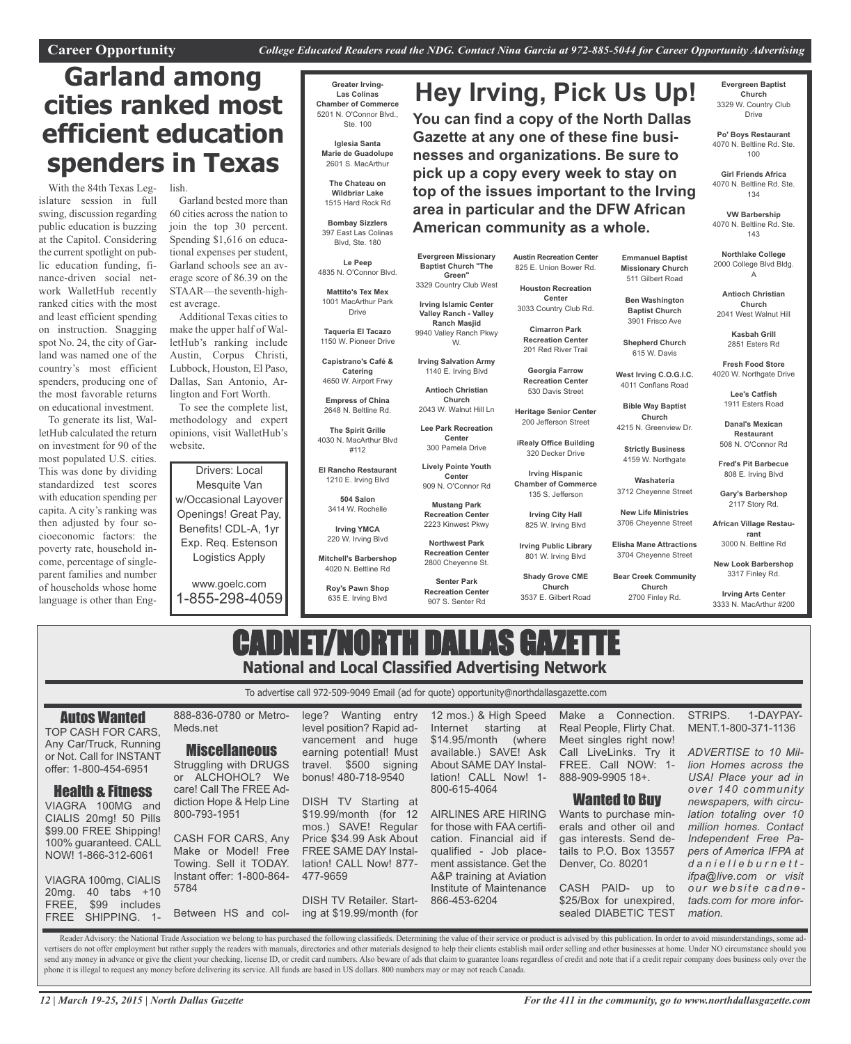**Career Opportunity** *College Educated Readers read the NDG. Contact Nina Garcia at 972-885-5044 for Career Opportunity Advertising*

# Garland among cities ranked most efficient education spenders in Texas

With the 84th Texas Legislature session in full swing, discussion regarding public education is buzzing at the Capitol. Considering the current spotlight on public education funding, finance-driven social network WalletHub recently ranked cities with the most and least efficient spending on instruction. Snagging spot No. 24, the city of Garland was named one of the country's most efficient spenders, producing one of the most favorable returns on educational investment.

To generate its list, WalletHub calculated the return on investment for 90 of the most populated U.S. cities. This was done by dividing standardized test scores with education spending per capita. A city's ranking was then adjusted by four socioeconomic factors: the poverty rate, household income, percentage of single-parent families and number of households whose home language is other than English.

Garland bested more than 60 cities across the nation to join the top 30 percent. Spending $1,616 on educational expenses per student, Garland schools see an average score of 86.39 on the STAAR—the seventh-highest average.

Additional Texas cities to make the upper half of WalletHub's ranking include Austin, Corpus Christi, Lubbock, Houston, El Paso, Dallas, San Antonio, Arlington and Fort Worth.

To see the complete list, methodology and expert opinions, visit WalletHub's website.

Drivers: Local Mesquite Van w/Occasional Layover Openings! Great Pay, Benefits! CDL-A, 1yr Exp. Req. Estenson Logistics Apply

www.goelc.com
1-855-298-4059

# Hey Irving, Pick Us Up!

**You can find a copy of the North Dallas Gazette at any one of these fine businesses and organizations. Be sure to pick up a copy every week to stay on top of the issues important to the Irving area in particular and the DFW African American community as a whole.**

**Greater Irving-Las Colinas Chamber of Commerce**
5201 N. O'Connor Blvd., Ste. 100

**Iglesia Santa Marie de Guadolupe**
2601 S. MacArthur

**The Chateau on Wildbriar Lake**
1515 Hard Rock Rd

**Bombay Sizzlers**
397 East Las Colinas Blvd, Ste. 180

**Le Peep**
4835 N. O'Connor Blvd.

**Mattito's Tex Mex**
1001 MacArthur Park Drive

**Taqueria El Tacazo**
1150 W. Pioneer Drive

**Capistrano's Café & Catering**
4650 W. Airport Frwy

**Empress of China**
2648 N. Beltline Rd.

**The Spirit Grille**
4030 N. MacArthur Blvd #112

**El Rancho Restaurant**
1210 E. Irving Blvd

**504 Salon**
3414 W. Rochelle

**Irving YMCA**
220 W. Irving Blvd

**Mitchell's Barbershop**
4020 N. Beltline Rd

**Roy's Pawn Shop**
635 E. Irving Blvd

**Evergreen Missionary Baptist Church "The Green"**
3329 Country Club West

**Irving Islamic Center Valley Ranch - Valley Ranch Masjid**
9940 Valley Ranch Pkwy W.

**Irving Salvation Army**
1140 E. Irving Blvd

**Antioch Christian Church**
2043 W. Walnut Hill Ln

**Lee Park Recreation Center**
300 Pamela Drive

**Lively Pointe Youth Center**
909 N. O'Connor Rd

**Mustang Park Recreation Center**
2223 Kinwest Pkwy

**Northwest Park Recreation Center**
2800 Cheyenne St.

**Senter Park Recreation Center**
907 S. Senter Rd

**Austin Recreation Center**
825 E. Union Bower Rd.

**Houston Recreation Center**
3033 Country Club Rd.

**Cimarron Park Recreation Center**
201 Red River Trail

**Georgia Farrow Recreation Center**
530 Davis Street

**Heritage Senior Center**
200 Jefferson Street

**iRealy Office Building**
320 Decker Drive

**Irving Hispanic Chamber of Commerce**
135 S. Jefferson

**Irving City Hall**
825 W. Irving Blvd

**Irving Public Library**
801 W. Irving Blvd

**Shady Grove CME Church**
3537 E. Gilbert Road

**Emmanuel Baptist Missionary Church**
511 Gilbert Road

**Ben Washington Baptist Church**
3901 Frisco Ave

**Shepherd Church**
615 W. Davis

**West Irving C.O.G.I.C.**
4011 Conflans Road

**Bible Way Baptist Church**
4215 N. Greenview Dr.

**Strictly Business**
4159 W. Northgate

**Washateria**
3712 Cheyenne Street

**New Life Ministries**
3706 Cheyenne Street

**Elisha Mane Attractions**
3704 Cheyenne Street

**Bear Creek Community Church**
2700 Finley Rd.

**Evergreen Baptist Church**
3329 W. Country Club Drive

**Po' Boys Restaurant**
4070 N. Beltline Rd. Ste. 100

**Girl Friends Africa**
4070 N. Beltline Rd. Ste. 134

**VW Barbership**
4070 N. Beltline Rd. Ste. 143

**Northlake College**
2000 College Blvd Bldg. A

**Antioch Christian Church**
2041 West Walnut Hill

**Kasbah Grill**
2851 Esters Rd

**Fresh Food Store**
4020 W. Northgate Drive

**Lee's Catfish**
1911 Esters Road

**Danal's Mexican Restaurant**
508 N. O'Connor Rd

**Fred's Pit Barbecue**
808 E. Irving Blvd

**Gary's Barbershop**
2117 Story Rd.

**African Village Restaurant**
3000 N. Beltline Rd

**New Look Barbershop**
3317 Finley Rd.

**Irving Arts Center**
3333 N. MacArthur #200

# CADNET/NORTH DALLAS GAZETTE

## National and Local Classified Advertising Network

To advertise call 972-509-9049 Email (ad for quote) opportunity@northdallasgazette.com

### Autos Wanted

TOP CASH FOR CARS, Any Car/Truck, Running or Not. Call for INSTANT offer: 1-800-454-6951

### Health & Fitness

VIAGRA 100MG and CIALIS 20mg! 50 Pills $99.00 FREE Shipping! 100% guaranteed. CALL NOW! 1-866-312-6061

VIAGRA 100mg, CIALIS 20mg. 40 tabs +10 FREE, $99 includes FREE SHIPPING. 1-888-836-0780 or Metro-Meds.net

### Miscellaneous

Struggling with DRUGS or ALCHOHOL? We care! Call The FREE Addiction Hope & Help Line 800-793-1951

CASH FOR CARS, Any Make or Model! Free Towing. Sell it TODAY. Instant offer: 1-800-864-5784

Between HS and college? Wanting entry level position? Rapid advancement and huge earning potential! Must travel. $500 signing bonus! 480-718-9540

DISH TV Starting at $19.99/month (for 12 mos.) SAVE! Regular Price $34.99 Ask About FREE SAME DAY Installation! CALL Now! 877-477-9659

DISH TV Retailer. Starting at $19.99/month (for 12 mos.) & High Speed Internet starting at $14.95/month (where available.) SAVE! Ask About SAME DAY Installation! CALL Now! 1-800-615-4064

AIRLINES ARE HIRING for those with FAA certification. Financial aid if qualified - Job placement assistance. Get the A&P training at Aviation Institute of Maintenance 866-453-6204

Make a Connection. Real People, Flirty Chat. Meet singles right now! Call LiveLinks. Try it FREE. Call NOW: 1-888-909-9905 18+.

### Wanted to Buy

Wants to purchase minerals and other oil and gas interests. Send details to P.O. Box 13557 Denver, Co. 80201

CASH PAID- up to $25/Box for unexpired, sealed DIABETIC TEST STRIPS. 1-DAYPAYMENT.1-800-371-1136

*ADVERTISE to 10 Million Homes across the USA! Place your ad in over 140 community newspapers, with circulation totaling over 10 million homes. Contact Independent Free Papers of America IFPA at danielleburnett-ifpa@live.com or visit our website cadnetads.com for more information.*

Reader Advisory: the National Trade Association we belong to has purchased the following classifieds. Determining the value of their service or product is advised by this publication. In order to avoid misunderstandings, some advertisers do not offer employment but rather supply the readers with manuals, directories and other materials designed to help their clients establish mail order selling and other businesses at home. Under NO circumstance should you send any money in advance or give the client your checking, license ID, or credit card numbers. Also beware of ads that claim to guarantee loans regardless of credit and note that if a credit repair company does business only over the phone it is illegal to request any money before delivering its service. All funds are based in US dollars. 800 numbers may or may not reach Canada.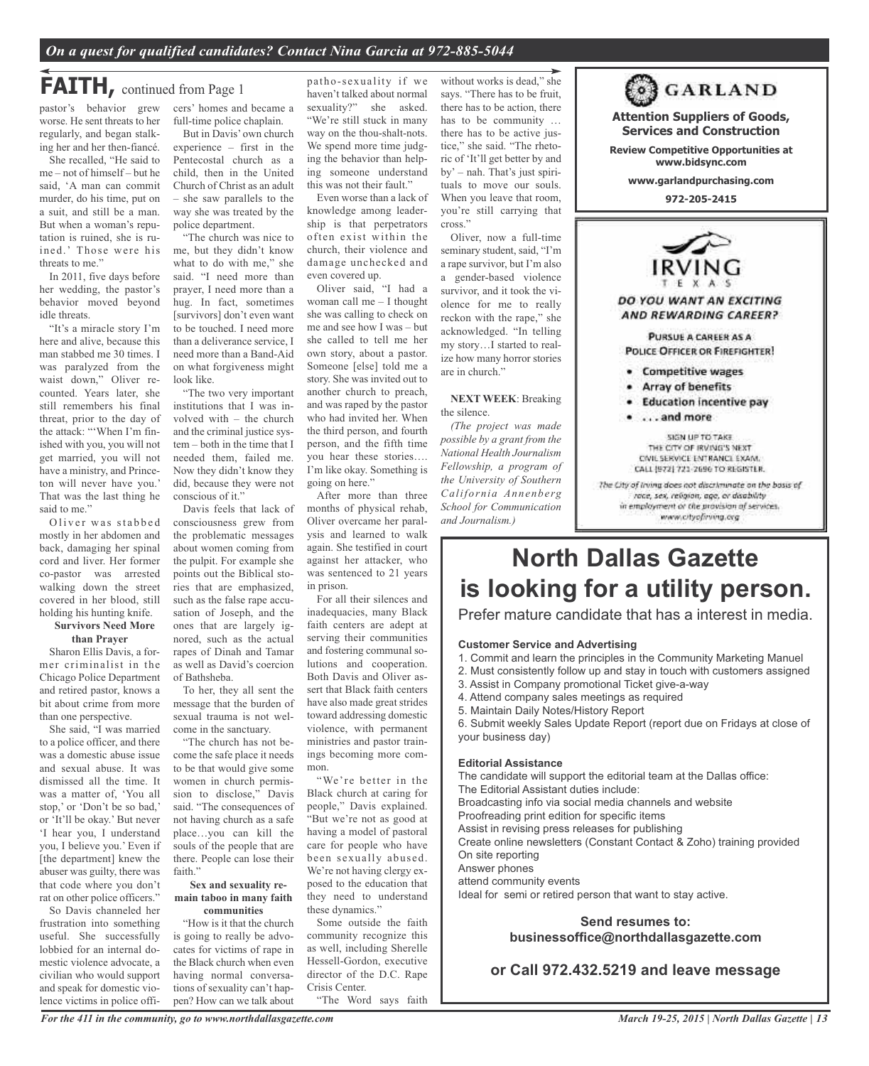*On a quest for qualified candidates? Contact Nina Garcia at 972-885-5044*

# FAITH, continued from Page 1

pastor's behavior grew worse. He sent threats to her regularly, and began stalking her and her then-fiancé.

She recalled, "He said to me – not of himself – but he said, 'A man can commit murder, do his time, put on a suit, and still be a man. But when a woman's reputation is ruined, she is ruined.' Those were his threats to me."

In 2011, five days before her wedding, the pastor's behavior moved beyond idle threats.

"It's a miracle story I'm here and alive, because this man stabbed me 30 times. I was paralyzed from the waist down," Oliver recounted. Years later, she still remembers his final threat, prior to the day of the attack: "'When I'm finished with you, you will not get married, you will not have a ministry, and Princeton will never have you.' That was the last thing he said to me."

Oliver was stabbed mostly in her abdomen and back, damaging her spinal cord and liver. Her former co-pastor was arrested walking down the street covered in her blood, still holding his hunting knife.

### Survivors Need More than Prayer

Sharon Ellis Davis, a former criminalist in the Chicago Police Department and retired pastor, knows a bit about crime from more than one perspective.

She said, "I was married to a police officer, and there was a domestic abuse issue and sexual abuse. It was dismissed all the time. It was a matter of, 'You all stop,' or 'Don't be so bad,' or 'It'll be okay.' But never 'I hear you, I understand you, I believe you.' Even if [the department] knew the abuser was guilty, there was that code where you don't rat on other police officers."

So Davis channeled her frustration into something useful. She successfully lobbied for an internal domestic violence advocate, a civilian who would support and speak for domestic violence victims in police officers' homes and became a full-time police chaplain.

But in Davis' own church experience – first in the Pentecostal church as a child, then in the United Church of Christ as an adult – she saw parallels to the way she was treated by the police department.

"The church was nice to me, but they didn't know what to do with me," she said. "I need more than prayer, I need more than a hug. In fact, sometimes [survivors] don't even want to be touched. I need more than a deliverance service, I need more than a Band-Aid on what forgiveness might look like.

"The two very important institutions that I was involved with – the church and the criminal justice system – both in the time that I needed them, failed me. Now they didn't know they did, because they were not conscious of it."

Davis feels that lack of consciousness grew from the problematic messages about women coming from the pulpit. For example she points out the Biblical stories that are emphasized, such as the false rape accusation of Joseph, and the ones that are largely ignored, such as the actual rapes of Dinah and Tamar as well as David's coercion of Bathsheba.

To her, they all sent the message that the burden of sexual trauma is not welcome in the sanctuary.

"The church has not become the safe place it needs to be that would give some women in church permission to disclose," Davis said. "The consequences of not having church as a safe place…you can kill the souls of the people that are there. People can lose their faith."

### Sex and sexuality remain taboo in many faith communities

"How is it that the church is going to really be advocates for victims of rape in the Black church when even having normal conversations of sexuality can't happen? How can we talk about patho-sexuality if we haven't talked about normal sexuality?" she asked. "We're still stuck in many way on the thou-shalt-nots. We spend more time judging the behavior than helping someone understand this was not their fault."

Even worse than a lack of knowledge among leadership is that perpetrators often exist within the church, their violence and damage unchecked and even covered up.

Oliver said, "I had a woman call me – I thought she was calling to check on me and see how I was – but she called to tell me her own story, about a pastor. Someone [else] told me a story. She was invited out to another church to preach, and was raped by the pastor who had invited her. When the third person, and fourth person, and the fifth time you hear these stories…. I'm like okay. Something is going on here."

After more than three months of physical rehab, Oliver overcame her paralysis and learned to walk again. She testified in court against her attacker, who was sentenced to 21 years in prison.

For all their silences and inadequacies, many Black faith centers are adept at serving their communities and fostering communal solutions and cooperation. Both Davis and Oliver assert that Black faith centers have also made great strides toward addressing domestic violence, with permanent ministries and pastor trainings becoming more common.

"We're better in the Black church at caring for people," Davis explained. "But we're not as good at having a model of pastoral care for people who have been sexually abused. We're not having clergy exposed to the education that they need to understand these dynamics."

Some outside the faith community recognize this as well, including Sherelle Hessell-Gordon, executive director of the D.C. Rape Crisis Center.

"The Word says faith without works is dead," she says. "There has to be fruit, there has to be action, there has to be community … there has to be active justice," she said. "The rhetoric of 'It'll get better by and by' – nah. That's just spirituals to move our souls. When you leave that room, you're still carrying that cross."

Oliver, now a full-time seminary student, said, "I'm a rape survivor, but I'm also a gender-based violence survivor, and it took the violence for me to really reckon with the rape," she acknowledged. "In telling my story…I started to realize how many horror stories are in church."

**NEXT WEEK**: Breaking the silence.

*(The project was made possible by a grant from the National Health Journalism Fellowship, a program of the University of Southern California Annenberg School for Communication and Journalism.)*

---

**GARLAND**

**Attention Suppliers of Goods, Services and Construction**

**Review Competitive Opportunities at www.bidsync.com**

**www.garlandpurchasing.com**

**972-205-2415**

---

**IRVING TEXAS**

***DO YOU WANT AN EXCITING AND REWARDING CAREER?***

PURSUE A CAREER AS A POLICE OFFICER OR FIREFIGHTER!

- Competitive wages
- Array of benefits
- Education incentive pay
- . . . and more

SIGN UP TO TAKE THE CITY OF IRVING'S NEXT CIVIL SERVICE ENTRANCE EXAM. CALL (972) 721-2696 TO REGISTER.

*The City of Irving does not discriminate on the basis of race, sex, religion, age, or disability in employment or the provision of services. www.cityofirving.org*

---

# North Dallas Gazette is looking for a utility person.

Prefer mature candidate that has a interest in media.

**Customer Service and Advertising**

1. Commit and learn the principles in the Community Marketing Manuel
2. Must consistently follow up and stay in touch with customers assigned
3. Assist in Company promotional Ticket give-a-way
4. Attend company sales meetings as required
5. Maintain Daily Notes/History Report
6. Submit weekly Sales Update Report (report due on Fridays at close of your business day)

**Editorial Assistance**

The candidate will support the editorial team at the Dallas office:
The Editorial Assistant duties include:
Broadcasting info via social media channels and website
Proofreading print edition for specific items
Assist in revising press releases for publishing
Create online newsletters (Constant Contact & Zoho) training provided
On site reporting
Answer phones
attend community events
Ideal for semi or retired person that want to stay active.

**Send resumes to: businessoffice@northdallasgazette.com**

**or Call 972.432.5219 and leave message**

*For the 411 in the community, go to www.northdallasgazette.com*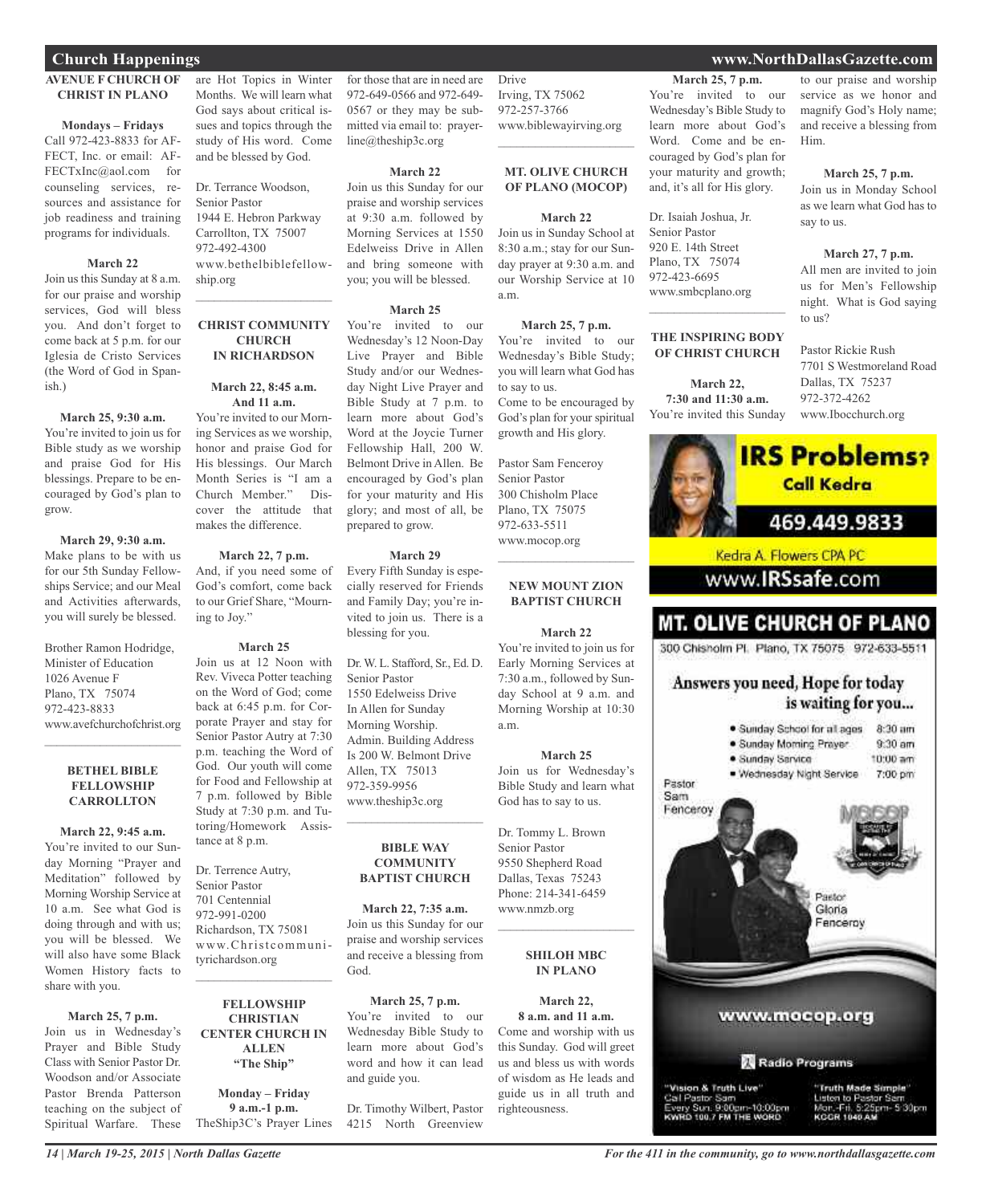## Church Happenings

**AVENUE F CHURCH OF CHRIST IN PLANO**

**Mondays – Fridays**
Call 972-423-8833 for AFFECT, Inc. or email: AFFECTxInc@aol.com for counseling services, resources and assistance for job readiness and training programs for individuals.

**March 22**
Join us this Sunday at 8 a.m. for our praise and worship services, God will bless you. And don't forget to come back at 5 p.m. for our Iglesia de Cristo Services (the Word of God in Spanish.)

**March 25, 9:30 a.m.**
You're invited to join us for Bible study as we worship and praise God for His blessings. Prepare to be encouraged by God's plan to grow.

**March 29, 9:30 a.m.**
Make plans to be with us for our 5th Sunday Fellowships Service; and our Meal and Activities afterwards, you will surely be blessed.

Brother Ramon Hodridge,
Minister of Education
1026 Avenue F
Plano, TX 75074
972-423-8833
www.avefchurchofchrist.org

---

**BETHEL BIBLE FELLOWSHIP CARROLLTON**

**March 22, 9:45 a.m.**
You're invited to our Sunday Morning "Prayer and Meditation" followed by Morning Worship Service at 10 a.m. See what God is doing through and with us; you will be blessed. We will also have some Black Women History facts to share with you.

**March 25, 7 p.m.**
Join us in Wednesday's Prayer and Bible Study Class with Senior Pastor Dr. Woodson and/or Associate Pastor Brenda Patterson teaching on the subject of Spiritual Warfare. These are Hot Topics in Winter Months. We will learn what God says about critical issues and topics through the study of His word. Come and be blessed by God.

Dr. Terrance Woodson,
Senior Pastor
1944 E. Hebron Parkway
Carrollton, TX 75007
972-492-4300
www.bethelbiblefellowship.org

---

**CHRIST COMMUNITY CHURCH IN RICHARDSON**

**March 22, 8:45 a.m. And 11 a.m.**
You're invited to our Morning Services as we worship, honor and praise God for His blessings. Our March Month Series is "I am a Church Member." Discover the attitude that makes the difference.

**March 22, 7 p.m.**
And, if you need some of God's comfort, come back to our Grief Share, "Mourning to Joy."

**March 25**
Join us at 12 Noon with Rev. Viveca Potter teaching on the Word of God; come back at 6:45 p.m. for Corporate Prayer and stay for Senior Pastor Autry at 7:30 p.m. teaching the Word of God. Our youth will come for Food and Fellowship at 7 p.m. followed by Bible Study at 7:30 p.m. and Tutoring/Homework Assistance at 8 p.m.

Dr. Terrence Autry,
Senior Pastor
701 Centennial
972-991-0200
Richardson, TX 75081
www.Christcommunityrichardson.org

---

**FELLOWSHIP CHRISTIAN CENTER CHURCH IN ALLEN "The Ship"**

**Monday – Friday 9 a.m.-1 p.m.**
TheShip3C's Prayer Lines for those that are in need are 972-649-0566 and 972-649-0567 or they may be submitted via email to: prayerline@theship3c.org

**March 22**
Join us this Sunday for our praise and worship services at 9:30 a.m. followed by Morning Services at 1550 Edelweiss Drive in Allen and bring someone with you; you will be blessed.

**March 25**
You're invited to our Wednesday's 12 Noon-Day Live Prayer and Bible Study and/or our Wednesday Night Live Prayer and Bible Study at 7 p.m. to learn more about God's Word at the Joycie Turner Fellowship Hall, 200 W. Belmont Drive in Allen. Be encouraged by God's plan for your maturity and His glory; and most of all, be prepared to grow.

**March 29**
Every Fifth Sunday is especially reserved for Friends and Family Day; you're invited to join us. There is a blessing for you.

Dr. W. L. Stafford, Sr., Ed. D.
Senior Pastor
1550 Edelweiss Drive
In Allen for Sunday
Morning Worship.
Admin. Building Address
Is 200 W. Belmont Drive
Allen, TX 75013
972-359-9956
www.theship3c.org

---

**BIBLE WAY COMMUNITY BAPTIST CHURCH**

**March 22, 7:35 a.m.**
Join us this Sunday for our praise and worship services and receive a blessing from God.

**March 25, 7 p.m.**
You're invited to our Wednesday Bible Study to learn more about God's word and how it can lead and guide you.

Dr. Timothy Wilbert, Pastor
4215 North Greenview Drive
Irving, TX 75062
972-257-3766
www.biblewayirving.org

---

**MT. OLIVE CHURCH OF PLANO (MOCOP)**

**March 22**
Join us in Sunday School at 8:30 a.m.; stay for our Sunday prayer at 9:30 a.m. and our Worship Service at 10 a.m.

**March 25, 7 p.m.**
You're invited to our Wednesday's Bible Study; you will learn what God has to say to us.
Come to be encouraged by God's plan for your spiritual growth and His glory.

Pastor Sam Fenceroy
Senior Pastor
300 Chisholm Place
Plano, TX 75075
972-633-5511
www.mocop.org

---

**NEW MOUNT ZION BAPTIST CHURCH**

**March 22**
You're invited to join us for Early Morning Services at 7:30 a.m., followed by Sunday School at 9 a.m. and Morning Worship at 10:30 a.m.

**March 25**
Join us for Wednesday's Bible Study and learn what God has to say to us.

Dr. Tommy L. Brown
Senior Pastor
9550 Shepherd Road
Dallas, Texas 75243
Phone: 214-341-6459
www.nmzb.org

---

**SHILOH MBC IN PLANO**

**March 22, 8 a.m. and 11 a.m.**
Come and worship with us this Sunday. God will greet us and bless us with words of wisdom as He leads and guide us in all truth and righteousness.

**March 25, 7 p.m.**
You're invited to our Wednesday's Bible Study to learn more about God's Word. Come and be encouraged by God's plan for your maturity and growth; and, it's all for His glory.

Dr. Isaiah Joshua, Jr.
Senior Pastor
920 E. 14th Street
Plano, TX 75074
972-423-6695
www.smbcplano.org

---

**THE INSPIRING BODY OF CHRIST CHURCH**

**March 22, 7:30 and 11:30 a.m.**
You're invited this Sunday to our praise and worship service as we honor and magnify God's Holy name; and receive a blessing from Him.

**March 25, 7 p.m.**
Join us in Monday School as we learn what God has to say to us.

**March 27, 7 p.m.**
All men are invited to join us for Men's Fellowship night. What is God saying to us?

Pastor Rickie Rush
7701 S Westmoreland Road
Dallas, TX 75237
972-372-4262
www.Ibocchurch.org

---

**IRS Problems? Call Kedra**
469.449.9833
Kedra A. Flowers CPA PC
www.IRSsafe.com

---

**MT. OLIVE CHURCH OF PLANO**
300 Chisholm Pl. Plano, TX 75075 972-633-5511

**Answers you need, Hope for today is waiting for you...**

- Sunday School for all ages 8:30 am
- Sunday Morning Prayer 9:30 am
- Sunday Service 10:00 am
- Wednesday Night Service 7:00 pm

Pastor Sam Fenceroy
Pastor Gloria Fenceroy

www.mocop.org

Radio Programs

"Vision & Truth Live"
Call Pastor Sam
Every Sun. 9:00pm-10:00pm
KWRD 100.7 FM THE WORD

"Truth Made Simple"
Listen to Pastor Sam
Mon.-Fri. 5:25pm- 5:30pm
KGGR 1040 AM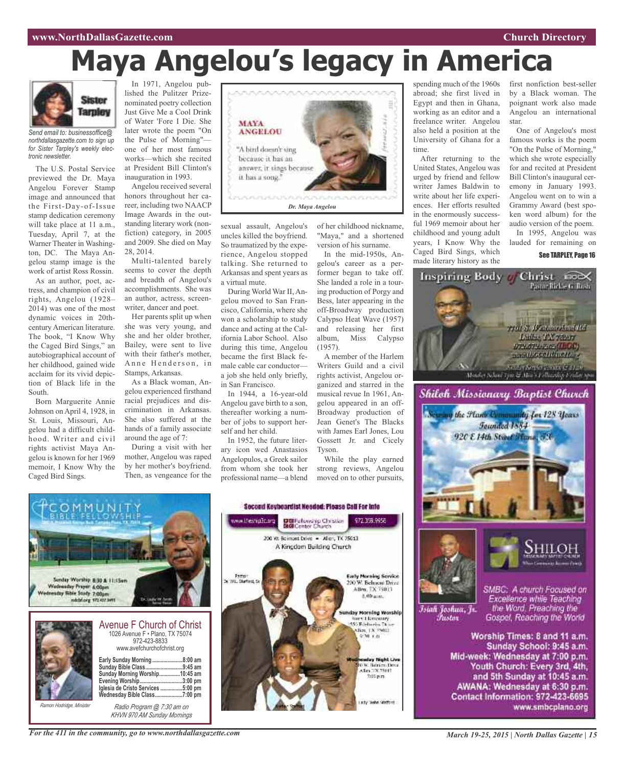# Maya Angelou's legacy in America

*Send email to: businessoffice@northdallasgazette.com to sign up for Sister Tarpley's weekly electronic newsletter.*

The U.S. Postal Service previewed the Dr. Maya Angelou Forever Stamp image and announced that the First-Day-of-Issue stamp dedication ceremony will take place at 11 a.m., Tuesday, April 7, at the Warner Theater in Washington, DC. The Maya Angelou stamp image is the work of artist Ross Rossin.

As an author, poet, actress, and champion of civil rights, Angelou (1928–2014) was one of the most dynamic voices in 20th-century American literature. The book, "I Know Why the Caged Bird Sings," an autobiographical account of her childhood, gained wide acclaim for its vivid depiction of Black life in the South.

Born Marguerite Annie Johnson on April 4, 1928, in St. Louis, Missouri, Angelou had a difficult childhood. Writer and civil rights activist Maya Angelou is known for her 1969 memoir, I Know Why the Caged Bird Sings.

In 1971, Angelou published the Pulitzer Prize-nominated poetry collection Just Give Me a Cool Drink of Water 'Fore I Die. She later wrote the poem "On the Pulse of Morning"—one of her most famous works—which she recited at President Bill Clinton's inauguration in 1993.

Angelou received several honors throughout her career, including two NAACP Image Awards in the outstanding literary work (nonfiction) category, in 2005 and 2009. She died on May 28, 2014.

Multi-talented barely seems to cover the depth and breadth of Angelou's accomplishments. She was an author, actress, screenwriter, dancer and poet.

Her parents split up when she was very young, and she and her older brother, Bailey, were sent to live with their father's mother, Anne Henderson, in Stamps, Arkansas.

As a Black woman, Angelou experienced firsthand racial prejudices and discrimination in Arkansas. She also suffered at the hands of a family associate around the age of 7:

During a visit with her mother, Angelou was raped by her mother's boyfriend. Then, as vengeance for the sexual assault, Angelou's uncles killed the boyfriend. So traumatized by the experience, Angelou stopped talking. She returned to Arkansas and spent years as a virtual mute.

MAYA ANGELOU

"A bird doesn't sing because it has an answer, it sings because it has a song."

*Dr. Maya Angelou*

During World War II, Angelou moved to San Francisco, California, where she won a scholarship to study dance and acting at the California Labor School. Also during this time, Angelou became the first Black female cable car conductor—a job she held only briefly, in San Francisco.

In 1944, a 16-year-old Angelou gave birth to a son, thereafter working a number of jobs to support herself and her child.

In 1952, the future literary icon wed Anastasios Angelopulos, a Greek sailor from whom she took her professional name—a blend of her childhood nickname, "Maya," and a shortened version of his surname.

In the mid-1950s, Angelou's career as a performer began to take off. She landed a role in a touring production of Porgy and Bess, later appearing in the off-Broadway production Calypso Heat Wave (1957) and releasing her first album, Miss Calypso (1957).

A member of the Harlem Writers Guild and a civil rights activist, Angelou organized and starred in the musical revue In 1961, Angelou appeared in an off-Broadway production of Jean Genet's The Blacks with James Earl Jones, Lou Gossett Jr. and Cicely Tyson.

While the play earned strong reviews, Angelou moved on to other pursuits, spending much of the 1960s abroad; she first lived in Egypt and then in Ghana, working as an editor and a freelance writer. Angelou also held a position at the University of Ghana for a time.

After returning to the United States, Angelou was urged by friend and fellow writer James Baldwin to write about her life experiences. Her efforts resulted in the enormously successful 1969 memoir about her childhood and young adult years, I Know Why the Caged Bird Sings, which made literary history as the first nonfiction best-seller by a Black woman. The poignant work also made Angelou an international star.

One of Angelou's most famous works is the poem "On the Pulse of Morning," which she wrote especially for and recited at President Bill Clinton's inaugural ceremony in January 1993. Angelou went on to win a Grammy Award (best spoken word album) for the audio version of the poem.

In 1995, Angelou was lauded for remaining on

**See TARPLEY, Page 16**

---

**Inspiring Body of Christ** — Pastor Rickie G. Rush

---

## Shiloh Missionary Baptist Church

Serving the Plano Community for 128 Years
Founded 1884
920 E 14th Street Plano, TX

Isiah Joshua, Jr. Pastor

SMBC: A church Focused on Excellence while Teaching the Word, Preaching the Gospel, Reaching the World

Worship Times: 8 and 11 a.m.
Sunday School: 9:45 a.m.
Mid-week: Wednesday at 7:00 p.m.
Youth Church: Every 3rd, 4th, and 5th Sunday at 10:45 a.m.
AWANA: Wednesday at 6:30 p.m.
Contact Information: 972-423-6695
www.smbcplano.org

---

## Community Bible Fellowship

Sunday Worship 8:30 & 11:15am
Wednesday Prayer 6:00pm
Wednesday Bible Study 7:00pm

---

## Avenue F Church of Christ

1026 Avenue F • Plano, TX 75074
972-423-8833
www.avefchurchofchrist.org

- Early Sunday Morning ....8:00 am
- Sunday Bible Class ....9:45 am
- Sunday Morning Worship ....10:45 am
- Evening Worship ....3:00 pm
- Iglesia de Cristo Services ....5:00 pm
- Wednesday Bible Class ....7:00 pm

Ramon Hodridge, Minister

*Radio Program @ 7:30 am on KHVN 970 AM Sunday Mornings*

---

**Second Keyboardist Needed: Please Call For Info**

Fellowship Christian Center Church — 972.359.9956

200 W. Belmont Drive • Allen, TX 75013
A Kingdom Building Church

Pastor Dr. W.L. Stafford, Sr.

Early Morning Service — 200 W. Belmont Drive, Allen, TX 75013, 8:00 a.m.

Lady Sheila Stafford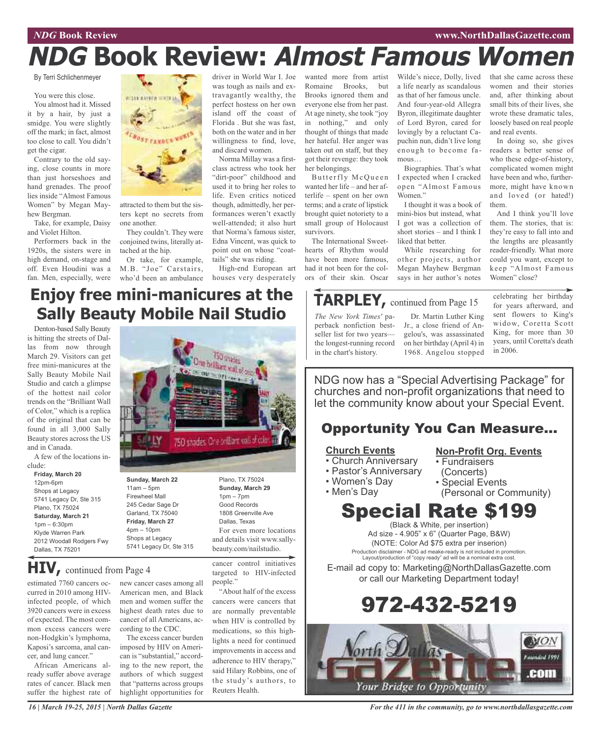# NDG Book Review: *Almost Famous Women*

By Terri Schlichenmeyer

You were this close.

You almost had it. Missed it by a hair, by just a smidge. You were slightly off the mark; in fact, almost too close to call. You didn't get the cigar.

Contrary to the old saying, close counts in more than just horseshoes and hand grenades. The proof lies inside "Almost Famous Women" by Megan Mayhew Bergman.

Take, for example, Daisy and Violet Hilton.

Performers back in the 1920s, the sisters were in high demand, on-stage and off. Even Houdini was a fan. Men, especially, were attracted to them but the sisters kept no secrets from one another.

They couldn't. They were conjoined twins, literally attached at the hip.

Or take, for example, M.B. "Joe" Carstairs, who'd been an ambulance driver in World War I. Joe was tough as nails and extravagantly wealthy, the perfect hostess on her own island off the coast of Florida . But she was fast, both on the water and in her willingness to find, love, and discard women.

Norma Millay was a first-class actress who took her "dirt-poor" childhood and used it to bring her roles to life. Even critics noticed though, admittedly, her performances weren't exactly well-attended; it also hurt that Norma's famous sister, Edna Vincent, was quick to point out on whose "coat-tails" she was riding.

High-end European art houses very desperately wanted more from artist Romaine Brooks, but Brooks ignored them and everyone else from her past. At age ninety, she took "joy in nothing," and only thought of things that made her hateful. Her anger was taken out on staff, but they got their revenge: they took her belongings.

Butterfly McQueen wanted her life – and her afterlife – spent on her own terms; and a crate of lipstick brought quiet notoriety to a small group of Holocaust survivors.

The International Sweethearts of Rhythm would have been more famous, had it not been for the colors of their skin. Oscar Wilde's niece, Dolly, lived a life nearly as scandalous as that of her famous uncle. And four-year-old Allegra Byron, illegitimate daughter of Lord Byron, cared for lovingly by a reluctant Capuchin nun, didn't live long enough to become famous…

Biographies. That's what I expected when I cracked open "Almost Famous Women."

I thought it was a book of mini-bios but instead, what I got was a collection of short stories – and I think I liked that better.

While researching for other projects, author Megan Mayhew Bergman says in her author's notes that she came across these women and their stories and, after thinking about small bits of their lives, she wrote these dramatic tales, loosely based on real people and real events.

In doing so, she gives readers a better sense of who these edge-of-history, complicated women might have been and who, furthermore, might have known and loved (or hated!) them.

And I think you'll love them. The stories, that is: they're easy to fall into and the lengths are pleasantly reader-friendly. What more could you want, except to keep "Almost Famous Women" close?

## Enjoy free mini-manicures at the Sally Beauty Mobile Nail Studio

Denton-based Sally Beauty is hitting the streets of Dallas from now through March 29. Visitors can get free mini-manicures at the Sally Beauty Mobile Nail Studio and catch a glimpse of the hottest nail color trends on the "Brilliant Wall of Color," which is a replica of the original that can be found in all 3,000 Sally Beauty stores across the US and in Canada.

A few of the locations include:

**Friday, March 20**
12pm-6pm
Shops at Legacy
5741 Legacy Dr, Ste 315
Plano, TX 75024

**Saturday, March 21**
1pm – 6:30pm
Klyde Warren Park
2012 Woodall Rodgers Fwy
Dallas, TX 75201

**Sunday, March 22**
11am – 5pm
Firewheel Mall
245 Cedar Sage Dr
Garland, TX 75040

**Friday, March 27**
4pm – 10pm
Shops at Legacy
5741 Legacy Dr, Ste 315
Plano, TX 75024

**Sunday, March 29**
1pm – 7pm
Good Records
1808 Greenville Ave
Dallas, Texas

For even more locations and details visit www.sallybeauty.com/nailstudio.

## TARPLEY, continued from Page 15

*The New York Times'* paperback nonfiction best-seller list for two years—the longest-running record in the chart's history.

Dr. Martin Luther King Jr., a close friend of Angelou's, was assassinated on her birthday (April 4) in 1968. Angelou stopped celebrating her birthday for years afterward, and sent flowers to King's widow, Coretta Scott King, for more than 30 years, until Coretta's death in 2006.

## HIV, continued from Page 4

estimated 7760 cancers occurred in 2010 among HIV-infected people, of which 3920 cancers were in excess of expected. The most common excess cancers were non-Hodgkin's lymphoma, Kaposi's sarcoma, anal cancer, and lung cancer."

African Americans already suffer above average rates of cancer. Black men suffer the highest rate of new cancer cases among all American men, and Black men and women suffer the highest death rates due to cancer of all Americans, according to the CDC.

The excess cancer burden imposed by HIV on American is "substantial," according to the new report, the authors of which suggest that "patterns across groups highlight opportunities for cancer control initiatives targeted to HIV-infected people."

"About half of the excess cancers were cancers that are normally preventable when HIV is controlled by medications, so this highlights a need for continued improvements in access and adherence to HIV therapy," said Hilary Robbins, one of the study's authors, to Reuters Health.

---

NDG now has a "Special Advertising Package" for churches and non-profit organizations that need to let the community know about your Special Event.

### Opportunity You Can Measure...

**Church Events**
- Church Anniversary
- Pastor's Anniversary
- Women's Day
- Men's Day

**Non-Profit Org. Events**
- Fundraisers (Concerts)
- Special Events (Personal or Community)

## Special Rate $199

(Black & White, per insertion)
Ad size - 4.905" x 6" (Quarter Page, B&W)
(NOTE: Color Ad $75 extra per inserion)

Production disclaimer - NDG ad meake-ready is not included in promotion. Layout/production of "copy ready" ad will be a nominal extra cost.

E-mail ad copy to: Marketing@NorthDallasGazette.com or call our Marketing Department today!

## 972-432-5219

North Dallas Gazette .com — Your Bridge to Opportunity